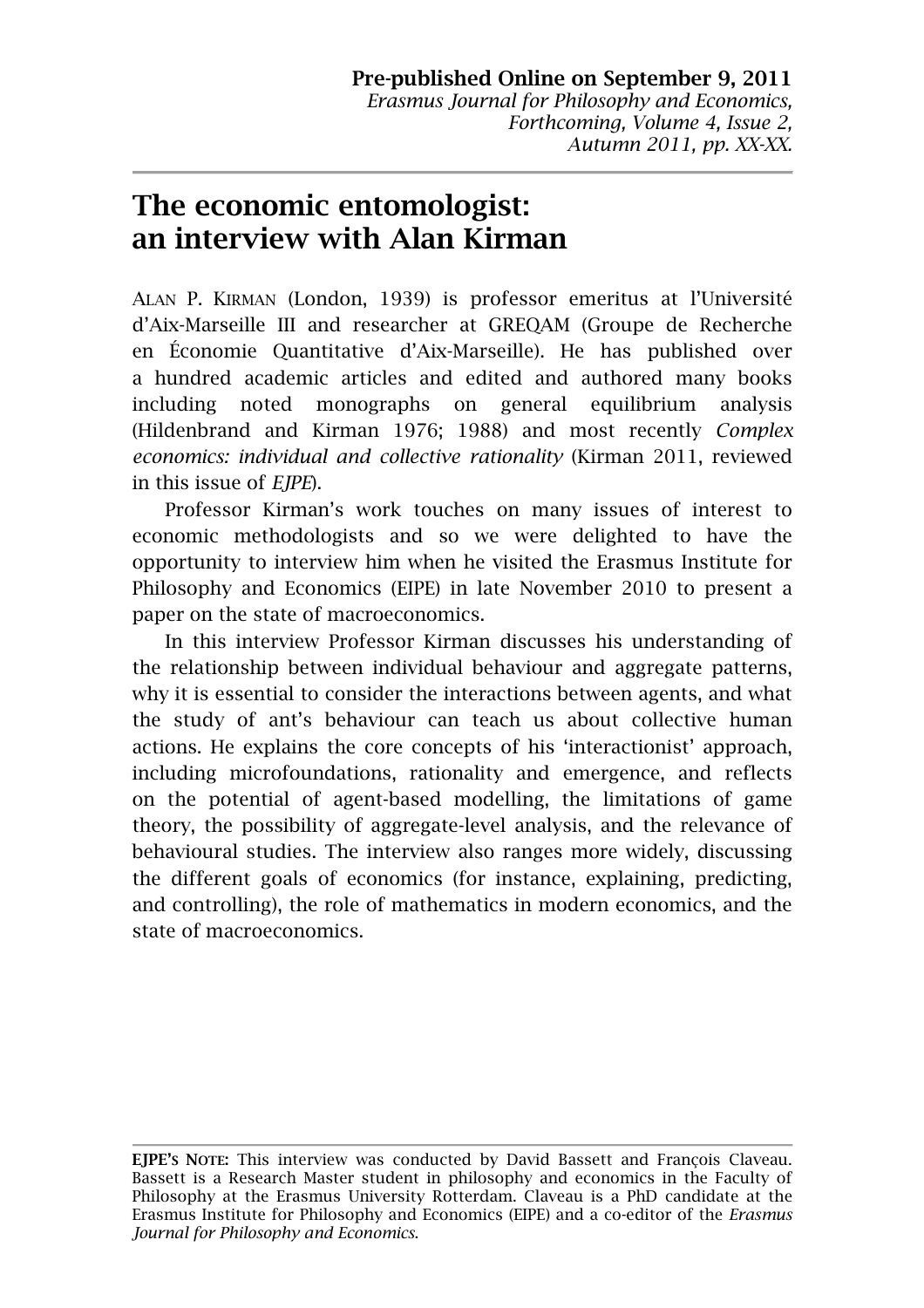**Pre-published Online on September 9, 2011**
*Erasmus Journal for Philosophy and Economics, Forthcoming, Volume 4, Issue 2, Autumn 2011, pp. XX-XX.*

# The economic entomologist: an interview with Alan Kirman

ALAN P. KIRMAN (London, 1939) is professor emeritus at l'Université d'Aix-Marseille III and researcher at GREQAM (Groupe de Recherche en Économie Quantitative d'Aix-Marseille). He has published over a hundred academic articles and edited and authored many books including noted monographs on general equilibrium analysis (Hildenbrand and Kirman 1976; 1988) and most recently *Complex economics: individual and collective rationality* (Kirman 2011, reviewed in this issue of *EJPE*).

Professor Kirman's work touches on many issues of interest to economic methodologists and so we were delighted to have the opportunity to interview him when he visited the Erasmus Institute for Philosophy and Economics (EIPE) in late November 2010 to present a paper on the state of macroeconomics.

In this interview Professor Kirman discusses his understanding of the relationship between individual behaviour and aggregate patterns, why it is essential to consider the interactions between agents, and what the study of ant's behaviour can teach us about collective human actions. He explains the core concepts of his 'interactionist' approach, including microfoundations, rationality and emergence, and reflects on the potential of agent-based modelling, the limitations of game theory, the possibility of aggregate-level analysis, and the relevance of behavioural studies. The interview also ranges more widely, discussing the different goals of economics (for instance, explaining, predicting, and controlling), the role of mathematics in modern economics, and the state of macroeconomics.

---

**EJPE'S NOTE:** This interview was conducted by David Bassett and François Claveau. Bassett is a Research Master student in philosophy and economics in the Faculty of Philosophy at the Erasmus University Rotterdam. Claveau is a PhD candidate at the Erasmus Institute for Philosophy and Economics (EIPE) and a co-editor of the *Erasmus Journal for Philosophy and Economics*.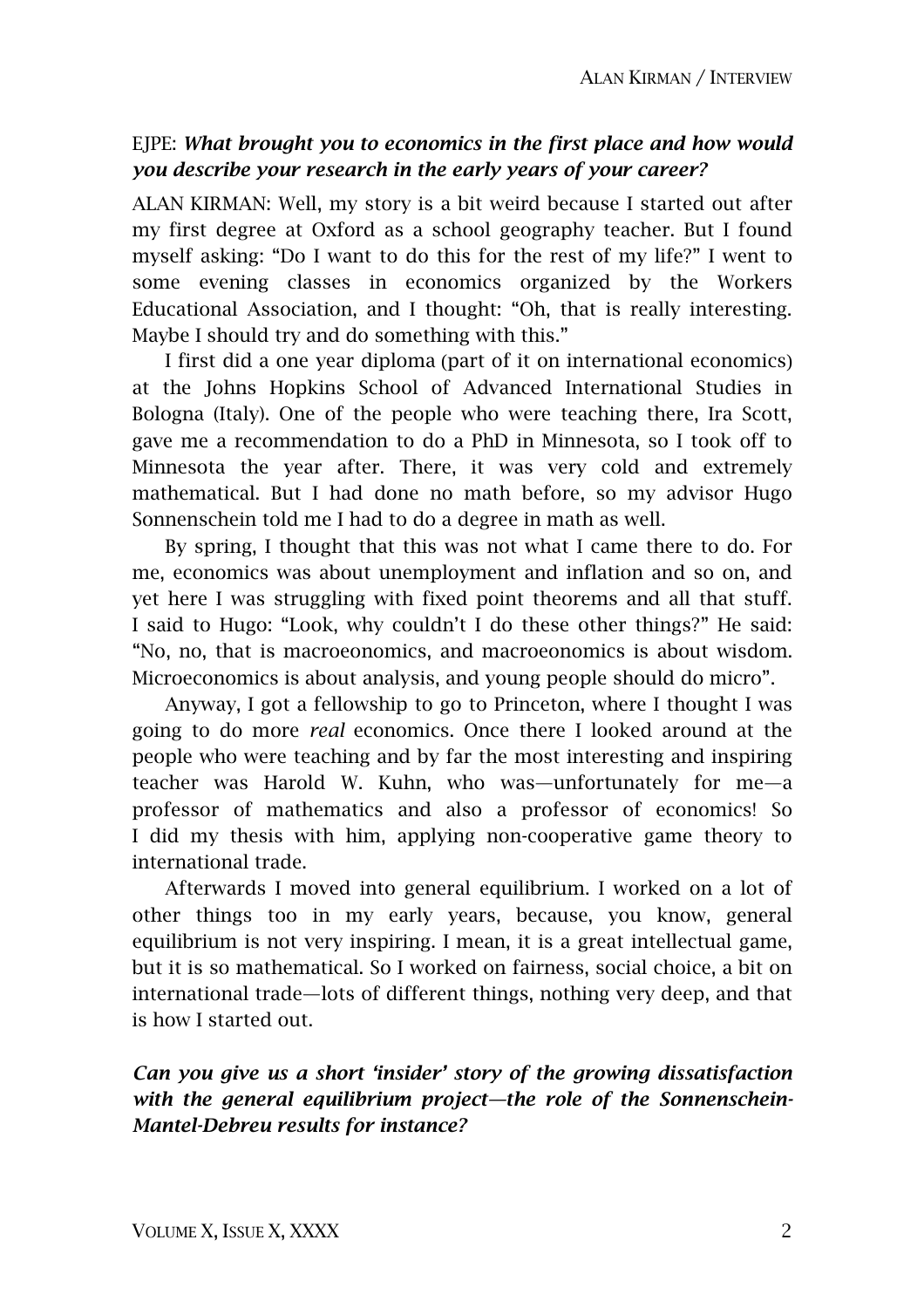EJPE: ***What brought you to economics in the first place and how would you describe your research in the early years of your career?***

ALAN KIRMAN: Well, my story is a bit weird because I started out after my first degree at Oxford as a school geography teacher. But I found myself asking: "Do I want to do this for the rest of my life?" I went to some evening classes in economics organized by the Workers Educational Association, and I thought: "Oh, that is really interesting. Maybe I should try and do something with this."

I first did a one year diploma (part of it on international economics) at the Johns Hopkins School of Advanced International Studies in Bologna (Italy). One of the people who were teaching there, Ira Scott, gave me a recommendation to do a PhD in Minnesota, so I took off to Minnesota the year after. There, it was very cold and extremely mathematical. But I had done no math before, so my advisor Hugo Sonnenschein told me I had to do a degree in math as well.

By spring, I thought that this was not what I came there to do. For me, economics was about unemployment and inflation and so on, and yet here I was struggling with fixed point theorems and all that stuff. I said to Hugo: "Look, why couldn't I do these other things?" He said: "No, no, that is macroeconomics, and macroeconomics is about wisdom. Microeconomics is about analysis, and young people should do micro".

Anyway, I got a fellowship to go to Princeton, where I thought I was going to do more *real* economics. Once there I looked around at the people who were teaching and by far the most interesting and inspiring teacher was Harold W. Kuhn, who was—unfortunately for me—a professor of mathematics and also a professor of economics! So I did my thesis with him, applying non-cooperative game theory to international trade.

Afterwards I moved into general equilibrium. I worked on a lot of other things too in my early years, because, you know, general equilibrium is not very inspiring. I mean, it is a great intellectual game, but it is so mathematical. So I worked on fairness, social choice, a bit on international trade—lots of different things, nothing very deep, and that is how I started out.

***Can you give us a short 'insider' story of the growing dissatisfaction with the general equilibrium project—the role of the Sonnenschein-Mantel-Debreu results for instance?***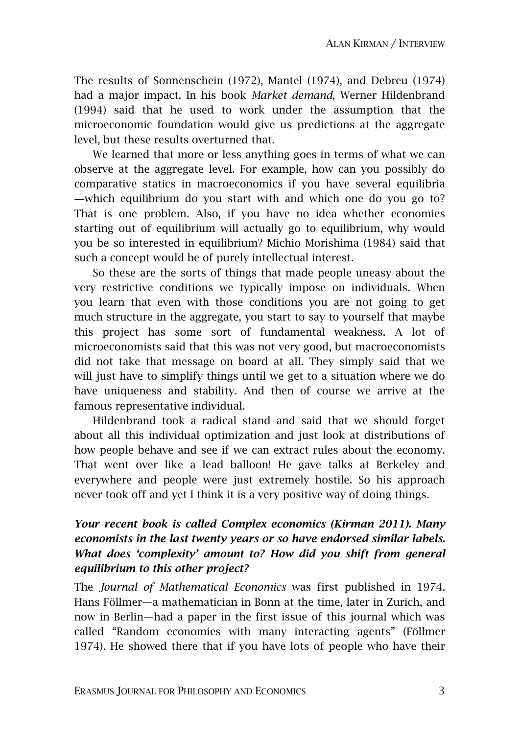The results of Sonnenschein (1972), Mantel (1974), and Debreu (1974) had a major impact. In his book *Market demand*, Werner Hildenbrand (1994) said that he used to work under the assumption that the microeconomic foundation would give us predictions at the aggregate level, but these results overturned that.

We learned that more or less anything goes in terms of what we can observe at the aggregate level. For example, how can you possibly do comparative statics in macroeconomics if you have several equilibria—which equilibrium do you start with and which one do you go to? That is one problem. Also, if you have no idea whether economies starting out of equilibrium will actually go to equilibrium, why would you be so interested in equilibrium? Michio Morishima (1984) said that such a concept would be of purely intellectual interest.

So these are the sorts of things that made people uneasy about the very restrictive conditions we typically impose on individuals. When you learn that even with those conditions you are not going to get much structure in the aggregate, you start to say to yourself that maybe this project has some sort of fundamental weakness. A lot of microeconomists said that this was not very good, but macroeconomists did not take that message on board at all. They simply said that we will just have to simplify things until we get to a situation where we do have uniqueness and stability. And then of course we arrive at the famous representative individual.

Hildenbrand took a radical stand and said that we should forget about all this individual optimization and just look at distributions of how people behave and see if we can extract rules about the economy. That went over like a lead balloon! He gave talks at Berkeley and everywhere and people were just extremely hostile. So his approach never took off and yet I think it is a very positive way of doing things.

***Your recent book is called Complex economics (Kirman 2011). Many economists in the last twenty years or so have endorsed similar labels. What does 'complexity' amount to? How did you shift from general equilibrium to this other project?***

The *Journal of Mathematical Economics* was first published in 1974. Hans Föllmer—a mathematician in Bonn at the time, later in Zurich, and now in Berlin—had a paper in the first issue of this journal which was called "Random economies with many interacting agents" (Föllmer 1974). He showed there that if you have lots of people who have their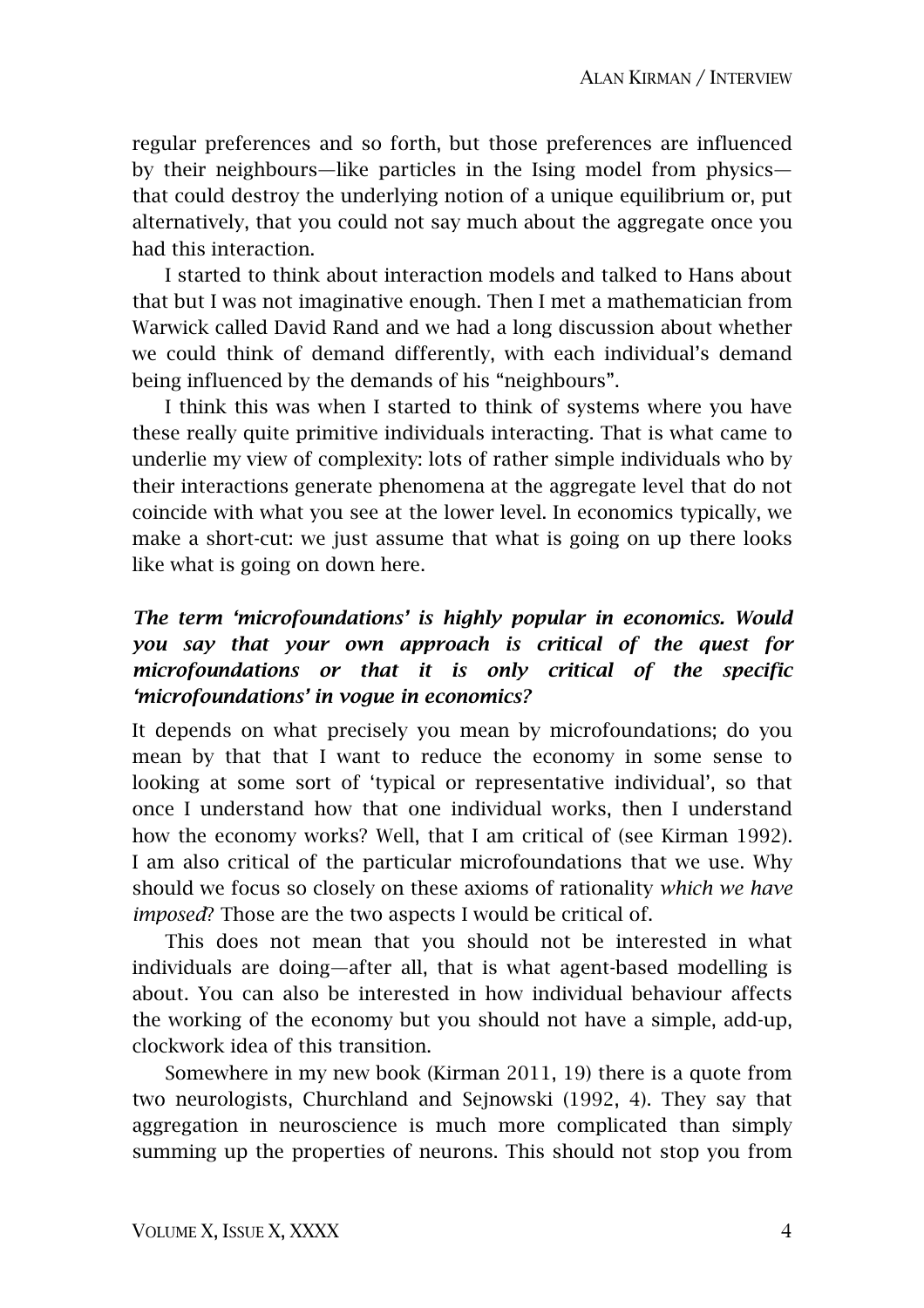regular preferences and so forth, but those preferences are influenced by their neighbours—like particles in the Ising model from physics—that could destroy the underlying notion of a unique equilibrium or, put alternatively, that you could not say much about the aggregate once you had this interaction.

I started to think about interaction models and talked to Hans about that but I was not imaginative enough. Then I met a mathematician from Warwick called David Rand and we had a long discussion about whether we could think of demand differently, with each individual's demand being influenced by the demands of his "neighbours".

I think this was when I started to think of systems where you have these really quite primitive individuals interacting. That is what came to underlie my view of complexity: lots of rather simple individuals who by their interactions generate phenomena at the aggregate level that do not coincide with what you see at the lower level. In economics typically, we make a short-cut: we just assume that what is going on up there looks like what is going on down here.

***The term 'microfoundations' is highly popular in economics. Would you say that your own approach is critical of the quest for microfoundations or that it is only critical of the specific 'microfoundations' in vogue in economics?***

It depends on what precisely you mean by microfoundations; do you mean by that that I want to reduce the economy in some sense to looking at some sort of 'typical or representative individual', so that once I understand how that one individual works, then I understand how the economy works? Well, that I am critical of (see Kirman 1992). I am also critical of the particular microfoundations that we use. Why should we focus so closely on these axioms of rationality *which we have imposed*? Those are the two aspects I would be critical of.

This does not mean that you should not be interested in what individuals are doing—after all, that is what agent-based modelling is about. You can also be interested in how individual behaviour affects the working of the economy but you should not have a simple, add-up, clockwork idea of this transition.

Somewhere in my new book (Kirman 2011, 19) there is a quote from two neurologists, Churchland and Sejnowski (1992, 4). They say that aggregation in neuroscience is much more complicated than simply summing up the properties of neurons. This should not stop you from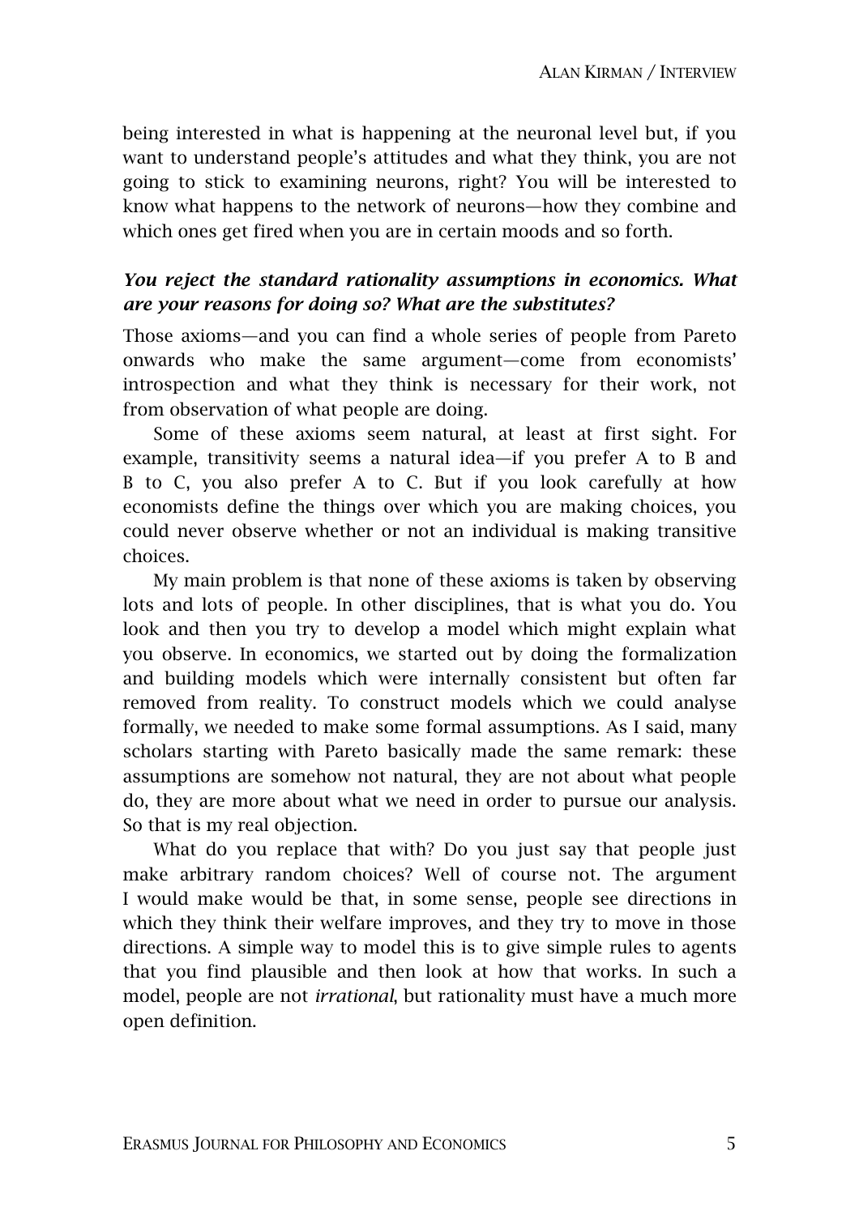being interested in what is happening at the neuronal level but, if you want to understand people's attitudes and what they think, you are not going to stick to examining neurons, right? You will be interested to know what happens to the network of neurons—how they combine and which ones get fired when you are in certain moods and so forth.

***You reject the standard rationality assumptions in economics. What are your reasons for doing so? What are the substitutes?***

Those axioms—and you can find a whole series of people from Pareto onwards who make the same argument—come from economists' introspection and what they think is necessary for their work, not from observation of what people are doing.

Some of these axioms seem natural, at least at first sight. For example, transitivity seems a natural idea—if you prefer A to B and B to C, you also prefer A to C. But if you look carefully at how economists define the things over which you are making choices, you could never observe whether or not an individual is making transitive choices.

My main problem is that none of these axioms is taken by observing lots and lots of people. In other disciplines, that is what you do. You look and then you try to develop a model which might explain what you observe. In economics, we started out by doing the formalization and building models which were internally consistent but often far removed from reality. To construct models which we could analyse formally, we needed to make some formal assumptions. As I said, many scholars starting with Pareto basically made the same remark: these assumptions are somehow not natural, they are not about what people do, they are more about what we need in order to pursue our analysis. So that is my real objection.

What do you replace that with? Do you just say that people just make arbitrary random choices? Well of course not. The argument I would make would be that, in some sense, people see directions in which they think their welfare improves, and they try to move in those directions. A simple way to model this is to give simple rules to agents that you find plausible and then look at how that works. In such a model, people are not *irrational*, but rationality must have a much more open definition.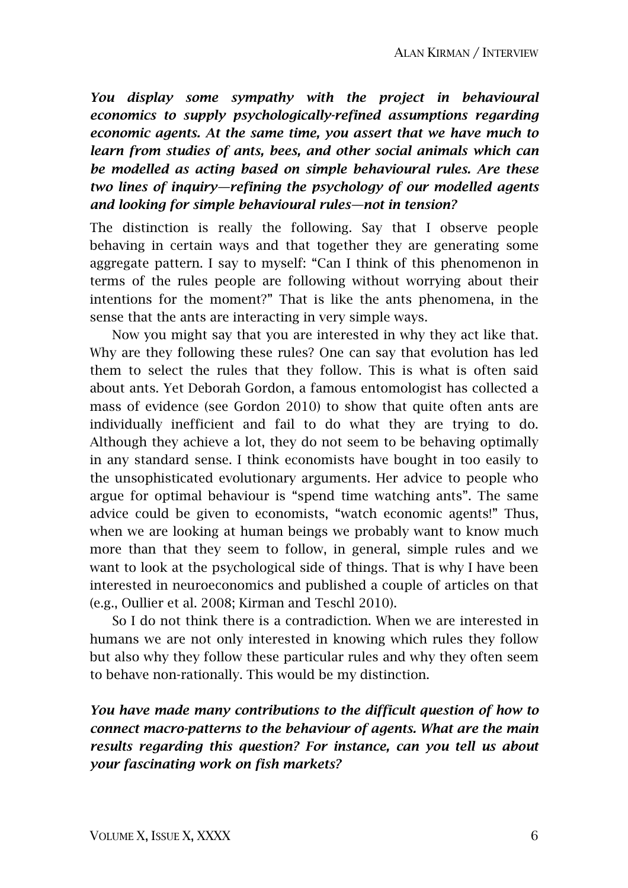***You display some sympathy with the project in behavioural economics to supply psychologically-refined assumptions regarding economic agents. At the same time, you assert that we have much to learn from studies of ants, bees, and other social animals which can be modelled as acting based on simple behavioural rules. Are these two lines of inquiry—refining the psychology of our modelled agents and looking for simple behavioural rules—not in tension?***

The distinction is really the following. Say that I observe people behaving in certain ways and that together they are generating some aggregate pattern. I say to myself: "Can I think of this phenomenon in terms of the rules people are following without worrying about their intentions for the moment?" That is like the ants phenomena, in the sense that the ants are interacting in very simple ways.

Now you might say that you are interested in why they act like that. Why are they following these rules? One can say that evolution has led them to select the rules that they follow. This is what is often said about ants. Yet Deborah Gordon, a famous entomologist has collected a mass of evidence (see Gordon 2010) to show that quite often ants are individually inefficient and fail to do what they are trying to do. Although they achieve a lot, they do not seem to be behaving optimally in any standard sense. I think economists have bought in too easily to the unsophisticated evolutionary arguments. Her advice to people who argue for optimal behaviour is "spend time watching ants". The same advice could be given to economists, "watch economic agents!" Thus, when we are looking at human beings we probably want to know much more than that they seem to follow, in general, simple rules and we want to look at the psychological side of things. That is why I have been interested in neuroeconomics and published a couple of articles on that (e.g., Oullier et al. 2008; Kirman and Teschl 2010).

So I do not think there is a contradiction. When we are interested in humans we are not only interested in knowing which rules they follow but also why they follow these particular rules and why they often seem to behave non-rationally. This would be my distinction.

***You have made many contributions to the difficult question of how to connect macro-patterns to the behaviour of agents. What are the main results regarding this question? For instance, can you tell us about your fascinating work on fish markets?***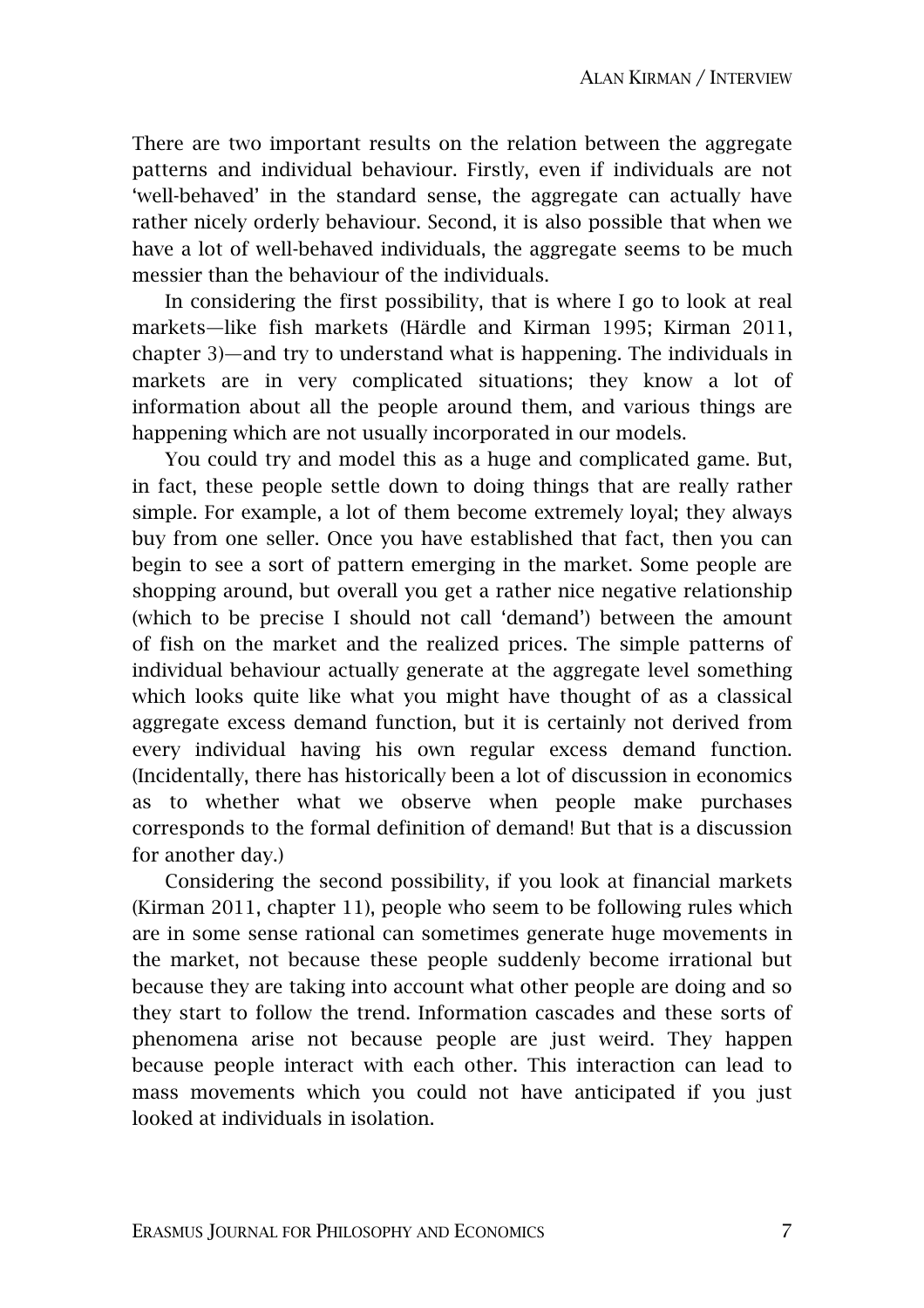There are two important results on the relation between the aggregate patterns and individual behaviour. Firstly, even if individuals are not 'well-behaved' in the standard sense, the aggregate can actually have rather nicely orderly behaviour. Second, it is also possible that when we have a lot of well-behaved individuals, the aggregate seems to be much messier than the behaviour of the individuals.

In considering the first possibility, that is where I go to look at real markets—like fish markets (Härdle and Kirman 1995; Kirman 2011, chapter 3)—and try to understand what is happening. The individuals in markets are in very complicated situations; they know a lot of information about all the people around them, and various things are happening which are not usually incorporated in our models.

You could try and model this as a huge and complicated game. But, in fact, these people settle down to doing things that are really rather simple. For example, a lot of them become extremely loyal; they always buy from one seller. Once you have established that fact, then you can begin to see a sort of pattern emerging in the market. Some people are shopping around, but overall you get a rather nice negative relationship (which to be precise I should not call 'demand') between the amount of fish on the market and the realized prices. The simple patterns of individual behaviour actually generate at the aggregate level something which looks quite like what you might have thought of as a classical aggregate excess demand function, but it is certainly not derived from every individual having his own regular excess demand function. (Incidentally, there has historically been a lot of discussion in economics as to whether what we observe when people make purchases corresponds to the formal definition of demand! But that is a discussion for another day.)

Considering the second possibility, if you look at financial markets (Kirman 2011, chapter 11), people who seem to be following rules which are in some sense rational can sometimes generate huge movements in the market, not because these people suddenly become irrational but because they are taking into account what other people are doing and so they start to follow the trend. Information cascades and these sorts of phenomena arise not because people are just weird. They happen because people interact with each other. This interaction can lead to mass movements which you could not have anticipated if you just looked at individuals in isolation.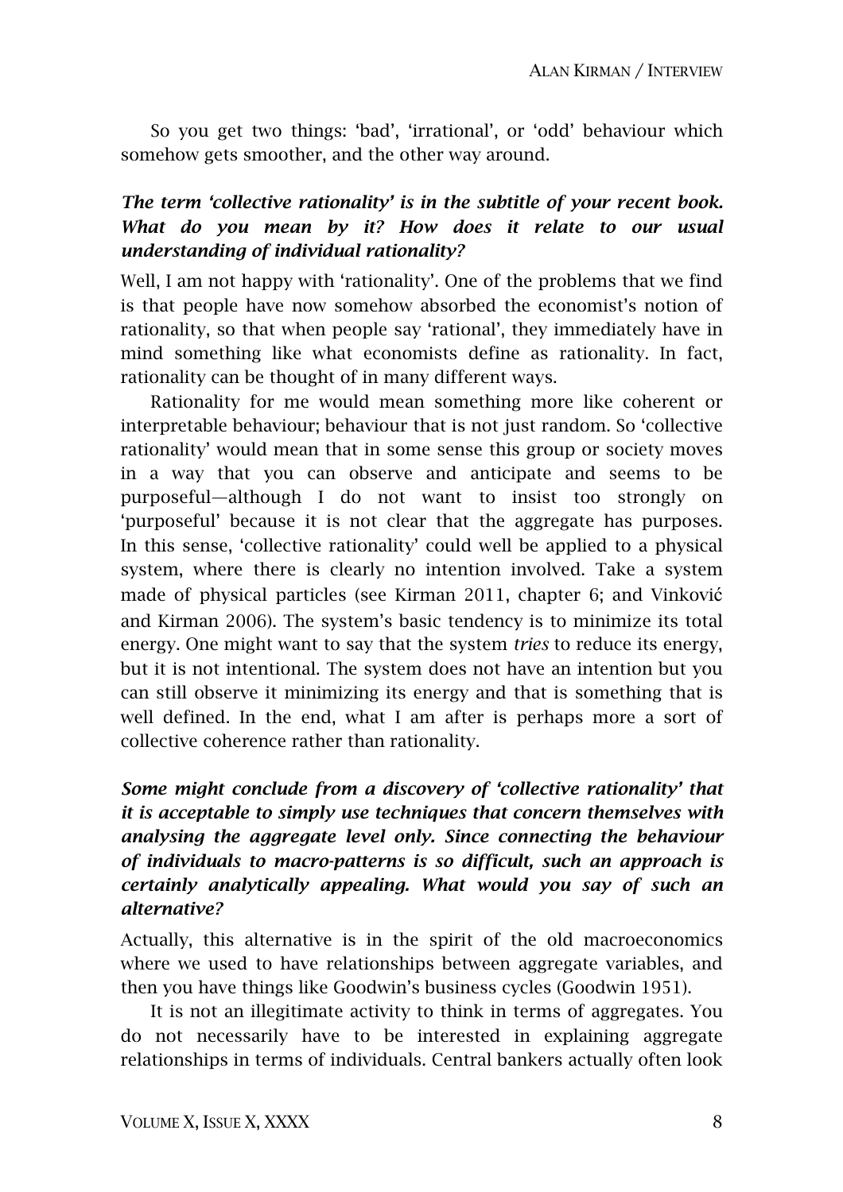So you get two things: 'bad', 'irrational', or 'odd' behaviour which somehow gets smoother, and the other way around.

***The term 'collective rationality' is in the subtitle of your recent book. What do you mean by it? How does it relate to our usual understanding of individual rationality?***

Well, I am not happy with 'rationality'. One of the problems that we find is that people have now somehow absorbed the economist's notion of rationality, so that when people say 'rational', they immediately have in mind something like what economists define as rationality. In fact, rationality can be thought of in many different ways.

Rationality for me would mean something more like coherent or interpretable behaviour; behaviour that is not just random. So 'collective rationality' would mean that in some sense this group or society moves in a way that you can observe and anticipate and seems to be purposeful—although I do not want to insist too strongly on 'purposeful' because it is not clear that the aggregate has purposes. In this sense, 'collective rationality' could well be applied to a physical system, where there is clearly no intention involved. Take a system made of physical particles (see Kirman 2011, chapter 6; and Vinković and Kirman 2006). The system's basic tendency is to minimize its total energy. One might want to say that the system *tries* to reduce its energy, but it is not intentional. The system does not have an intention but you can still observe it minimizing its energy and that is something that is well defined. In the end, what I am after is perhaps more a sort of collective coherence rather than rationality.

***Some might conclude from a discovery of 'collective rationality' that it is acceptable to simply use techniques that concern themselves with analysing the aggregate level only. Since connecting the behaviour of individuals to macro-patterns is so difficult, such an approach is certainly analytically appealing. What would you say of such an alternative?***

Actually, this alternative is in the spirit of the old macroeconomics where we used to have relationships between aggregate variables, and then you have things like Goodwin's business cycles (Goodwin 1951).

It is not an illegitimate activity to think in terms of aggregates. You do not necessarily have to be interested in explaining aggregate relationships in terms of individuals. Central bankers actually often look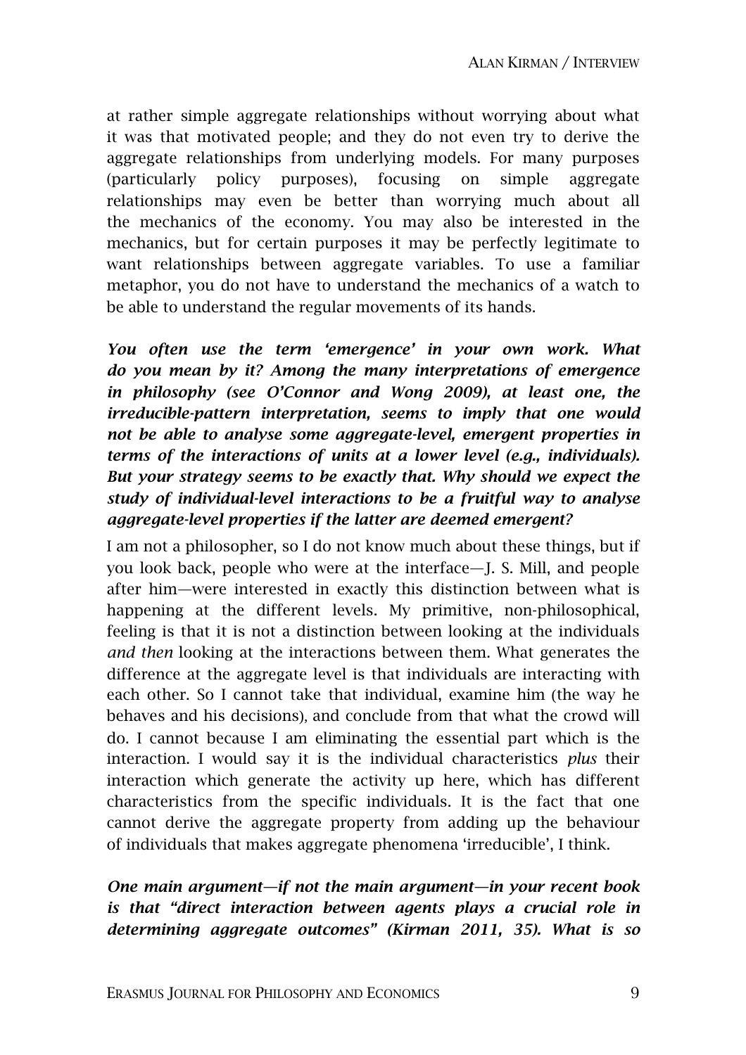at rather simple aggregate relationships without worrying about what it was that motivated people; and they do not even try to derive the aggregate relationships from underlying models. For many purposes (particularly policy purposes), focusing on simple aggregate relationships may even be better than worrying much about all the mechanics of the economy. You may also be interested in the mechanics, but for certain purposes it may be perfectly legitimate to want relationships between aggregate variables. To use a familiar metaphor, you do not have to understand the mechanics of a watch to be able to understand the regular movements of its hands.

***You often use the term 'emergence' in your own work. What do you mean by it? Among the many interpretations of emergence in philosophy (see O'Connor and Wong 2009), at least one, the irreducible-pattern interpretation, seems to imply that one would not be able to analyse some aggregate-level, emergent properties in terms of the interactions of units at a lower level (e.g., individuals). But your strategy seems to be exactly that. Why should we expect the study of individual-level interactions to be a fruitful way to analyse aggregate-level properties if the latter are deemed emergent?***

I am not a philosopher, so I do not know much about these things, but if you look back, people who were at the interface—J. S. Mill, and people after him—were interested in exactly this distinction between what is happening at the different levels. My primitive, non-philosophical, feeling is that it is not a distinction between looking at the individuals *and then* looking at the interactions between them. What generates the difference at the aggregate level is that individuals are interacting with each other. So I cannot take that individual, examine him (the way he behaves and his decisions), and conclude from that what the crowd will do. I cannot because I am eliminating the essential part which is the interaction. I would say it is the individual characteristics *plus* their interaction which generate the activity up here, which has different characteristics from the specific individuals. It is the fact that one cannot derive the aggregate property from adding up the behaviour of individuals that makes aggregate phenomena 'irreducible', I think.

***One main argument—if not the main argument—in your recent book is that "direct interaction between agents plays a crucial role in determining aggregate outcomes" (Kirman 2011, 35). What is so***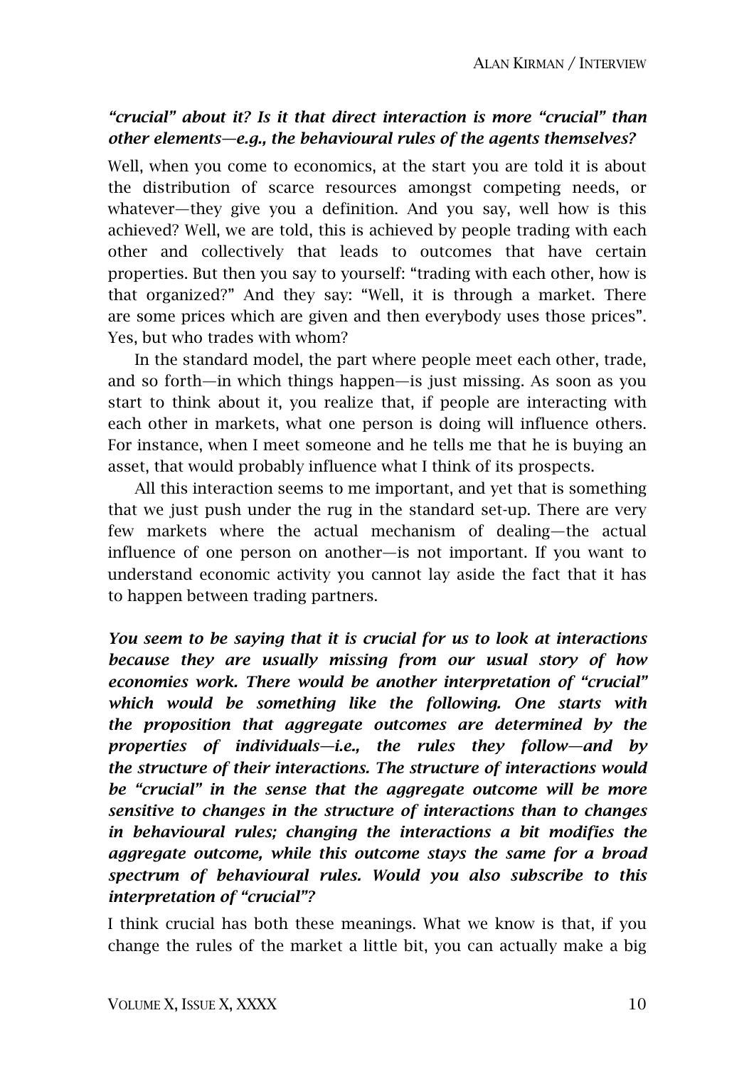***"crucial" about it? Is it that direct interaction is more "crucial" than other elements—e.g., the behavioural rules of the agents themselves?***

Well, when you come to economics, at the start you are told it is about the distribution of scarce resources amongst competing needs, or whatever—they give you a definition. And you say, well how is this achieved? Well, we are told, this is achieved by people trading with each other and collectively that leads to outcomes that have certain properties. But then you say to yourself: "trading with each other, how is that organized?" And they say: "Well, it is through a market. There are some prices which are given and then everybody uses those prices". Yes, but who trades with whom?

In the standard model, the part where people meet each other, trade, and so forth—in which things happen—is just missing. As soon as you start to think about it, you realize that, if people are interacting with each other in markets, what one person is doing will influence others. For instance, when I meet someone and he tells me that he is buying an asset, that would probably influence what I think of its prospects.

All this interaction seems to me important, and yet that is something that we just push under the rug in the standard set-up. There are very few markets where the actual mechanism of dealing—the actual influence of one person on another—is not important. If you want to understand economic activity you cannot lay aside the fact that it has to happen between trading partners.

***You seem to be saying that it is crucial for us to look at interactions because they are usually missing from our usual story of how economies work. There would be another interpretation of "crucial" which would be something like the following. One starts with the proposition that aggregate outcomes are determined by the properties of individuals—i.e., the rules they follow—and by the structure of their interactions. The structure of interactions would be "crucial" in the sense that the aggregate outcome will be more sensitive to changes in the structure of interactions than to changes in behavioural rules; changing the interactions a bit modifies the aggregate outcome, while this outcome stays the same for a broad spectrum of behavioural rules. Would you also subscribe to this interpretation of "crucial"?***

I think crucial has both these meanings. What we know is that, if you change the rules of the market a little bit, you can actually make a big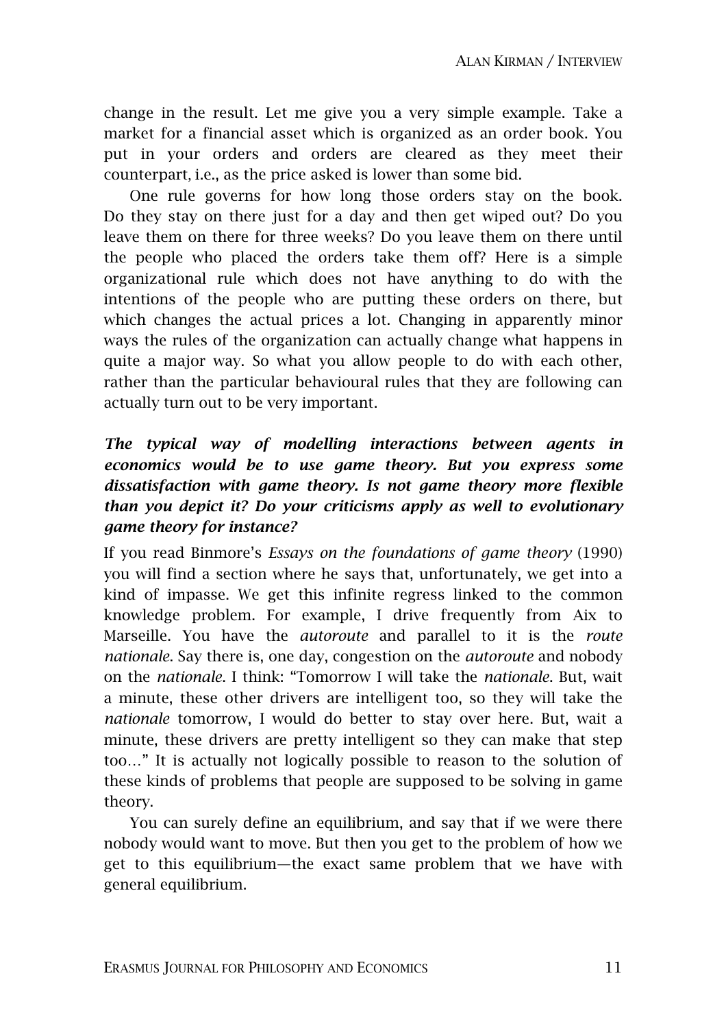change in the result. Let me give you a very simple example. Take a market for a financial asset which is organized as an order book. You put in your orders and orders are cleared as they meet their counterpart, i.e., as the price asked is lower than some bid.

One rule governs for how long those orders stay on the book. Do they stay on there just for a day and then get wiped out? Do you leave them on there for three weeks? Do you leave them on there until the people who placed the orders take them off? Here is a simple organizational rule which does not have anything to do with the intentions of the people who are putting these orders on there, but which changes the actual prices a lot. Changing in apparently minor ways the rules of the organization can actually change what happens in quite a major way. So what you allow people to do with each other, rather than the particular behavioural rules that they are following can actually turn out to be very important.

***The typical way of modelling interactions between agents in economics would be to use game theory. But you express some dissatisfaction with game theory. Is not game theory more flexible than you depict it? Do your criticisms apply as well to evolutionary game theory for instance?***

If you read Binmore's *Essays on the foundations of game theory* (1990) you will find a section where he says that, unfortunately, we get into a kind of impasse. We get this infinite regress linked to the common knowledge problem. For example, I drive frequently from Aix to Marseille. You have the *autoroute* and parallel to it is the *route nationale*. Say there is, one day, congestion on the *autoroute* and nobody on the *nationale*. I think: "Tomorrow I will take the *nationale*. But, wait a minute, these other drivers are intelligent too, so they will take the *nationale* tomorrow, I would do better to stay over here. But, wait a minute, these drivers are pretty intelligent so they can make that step too…" It is actually not logically possible to reason to the solution of these kinds of problems that people are supposed to be solving in game theory.

You can surely define an equilibrium, and say that if we were there nobody would want to move. But then you get to the problem of how we get to this equilibrium—the exact same problem that we have with general equilibrium.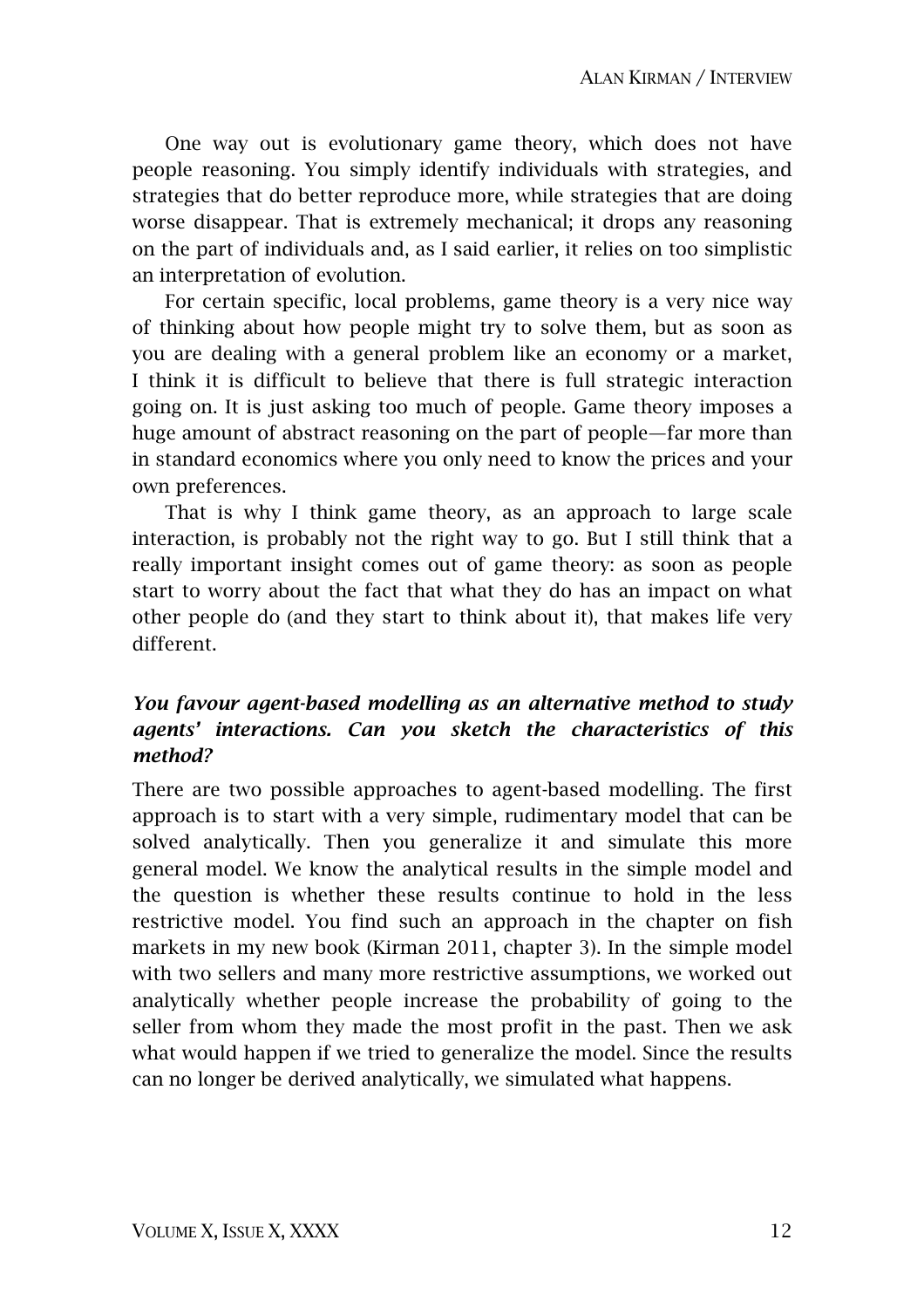One way out is evolutionary game theory, which does not have people reasoning. You simply identify individuals with strategies, and strategies that do better reproduce more, while strategies that are doing worse disappear. That is extremely mechanical; it drops any reasoning on the part of individuals and, as I said earlier, it relies on too simplistic an interpretation of evolution.

For certain specific, local problems, game theory is a very nice way of thinking about how people might try to solve them, but as soon as you are dealing with a general problem like an economy or a market, I think it is difficult to believe that there is full strategic interaction going on. It is just asking too much of people. Game theory imposes a huge amount of abstract reasoning on the part of people—far more than in standard economics where you only need to know the prices and your own preferences.

That is why I think game theory, as an approach to large scale interaction, is probably not the right way to go. But I still think that a really important insight comes out of game theory: as soon as people start to worry about the fact that what they do has an impact on what other people do (and they start to think about it), that makes life very different.

***You favour agent-based modelling as an alternative method to study agents' interactions. Can you sketch the characteristics of this method?***

There are two possible approaches to agent-based modelling. The first approach is to start with a very simple, rudimentary model that can be solved analytically. Then you generalize it and simulate this more general model. We know the analytical results in the simple model and the question is whether these results continue to hold in the less restrictive model. You find such an approach in the chapter on fish markets in my new book (Kirman 2011, chapter 3). In the simple model with two sellers and many more restrictive assumptions, we worked out analytically whether people increase the probability of going to the seller from whom they made the most profit in the past. Then we ask what would happen if we tried to generalize the model. Since the results can no longer be derived analytically, we simulated what happens.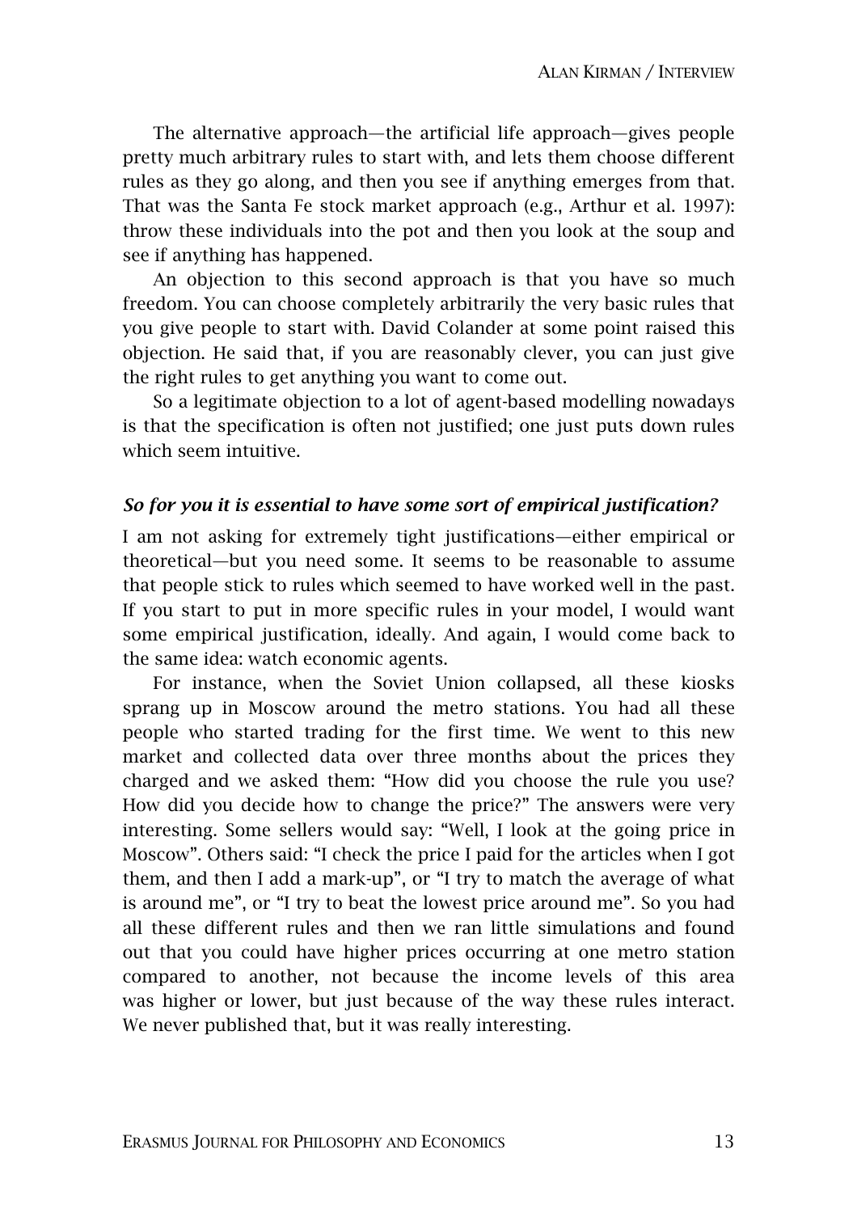The alternative approach—the artificial life approach—gives people pretty much arbitrary rules to start with, and lets them choose different rules as they go along, and then you see if anything emerges from that. That was the Santa Fe stock market approach (e.g., Arthur et al. 1997): throw these individuals into the pot and then you look at the soup and see if anything has happened.

An objection to this second approach is that you have so much freedom. You can choose completely arbitrarily the very basic rules that you give people to start with. David Colander at some point raised this objection. He said that, if you are reasonably clever, you can just give the right rules to get anything you want to come out.

So a legitimate objection to a lot of agent-based modelling nowadays is that the specification is often not justified; one just puts down rules which seem intuitive.

***So for you it is essential to have some sort of empirical justification?***

I am not asking for extremely tight justifications—either empirical or theoretical—but you need some. It seems to be reasonable to assume that people stick to rules which seemed to have worked well in the past. If you start to put in more specific rules in your model, I would want some empirical justification, ideally. And again, I would come back to the same idea: watch economic agents.

For instance, when the Soviet Union collapsed, all these kiosks sprang up in Moscow around the metro stations. You had all these people who started trading for the first time. We went to this new market and collected data over three months about the prices they charged and we asked them: "How did you choose the rule you use? How did you decide how to change the price?" The answers were very interesting. Some sellers would say: "Well, I look at the going price in Moscow". Others said: "I check the price I paid for the articles when I got them, and then I add a mark-up", or "I try to match the average of what is around me", or "I try to beat the lowest price around me". So you had all these different rules and then we ran little simulations and found out that you could have higher prices occurring at one metro station compared to another, not because the income levels of this area was higher or lower, but just because of the way these rules interact. We never published that, but it was really interesting.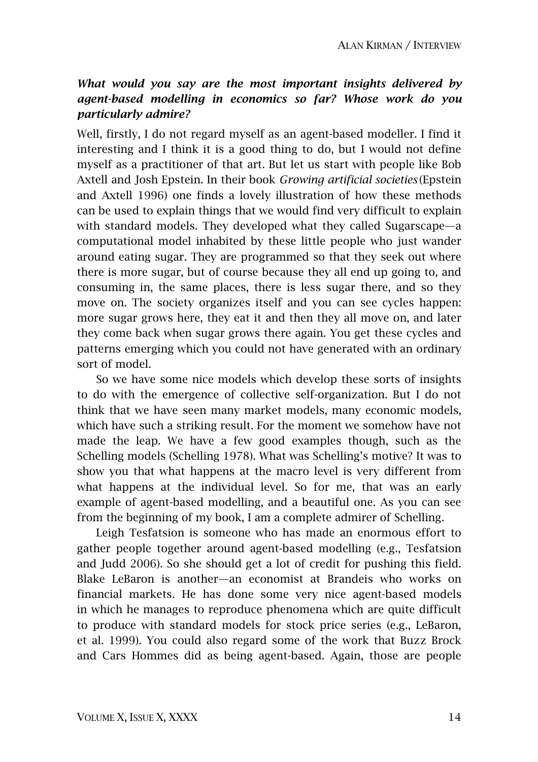***What would you say are the most important insights delivered by agent-based modelling in economics so far? Whose work do you particularly admire?***

Well, firstly, I do not regard myself as an agent-based modeller. I find it interesting and I think it is a good thing to do, but I would not define myself as a practitioner of that art. But let us start with people like Bob Axtell and Josh Epstein. In their book *Growing artificial societies* (Epstein and Axtell 1996) one finds a lovely illustration of how these methods can be used to explain things that we would find very difficult to explain with standard models. They developed what they called Sugarscape—a computational model inhabited by these little people who just wander around eating sugar. They are programmed so that they seek out where there is more sugar, but of course because they all end up going to, and consuming in, the same places, there is less sugar there, and so they move on. The society organizes itself and you can see cycles happen: more sugar grows here, they eat it and then they all move on, and later they come back when sugar grows there again. You get these cycles and patterns emerging which you could not have generated with an ordinary sort of model.

So we have some nice models which develop these sorts of insights to do with the emergence of collective self-organization. But I do not think that we have seen many market models, many economic models, which have such a striking result. For the moment we somehow have not made the leap. We have a few good examples though, such as the Schelling models (Schelling 1978). What was Schelling's motive? It was to show you that what happens at the macro level is very different from what happens at the individual level. So for me, that was an early example of agent-based modelling, and a beautiful one. As you can see from the beginning of my book, I am a complete admirer of Schelling.

Leigh Tesfatsion is someone who has made an enormous effort to gather people together around agent-based modelling (e.g., Tesfatsion and Judd 2006). So she should get a lot of credit for pushing this field. Blake LeBaron is another—an economist at Brandeis who works on financial markets. He has done some very nice agent-based models in which he manages to reproduce phenomena which are quite difficult to produce with standard models for stock price series (e.g., LeBaron, et al. 1999). You could also regard some of the work that Buzz Brock and Cars Hommes did as being agent-based. Again, those are people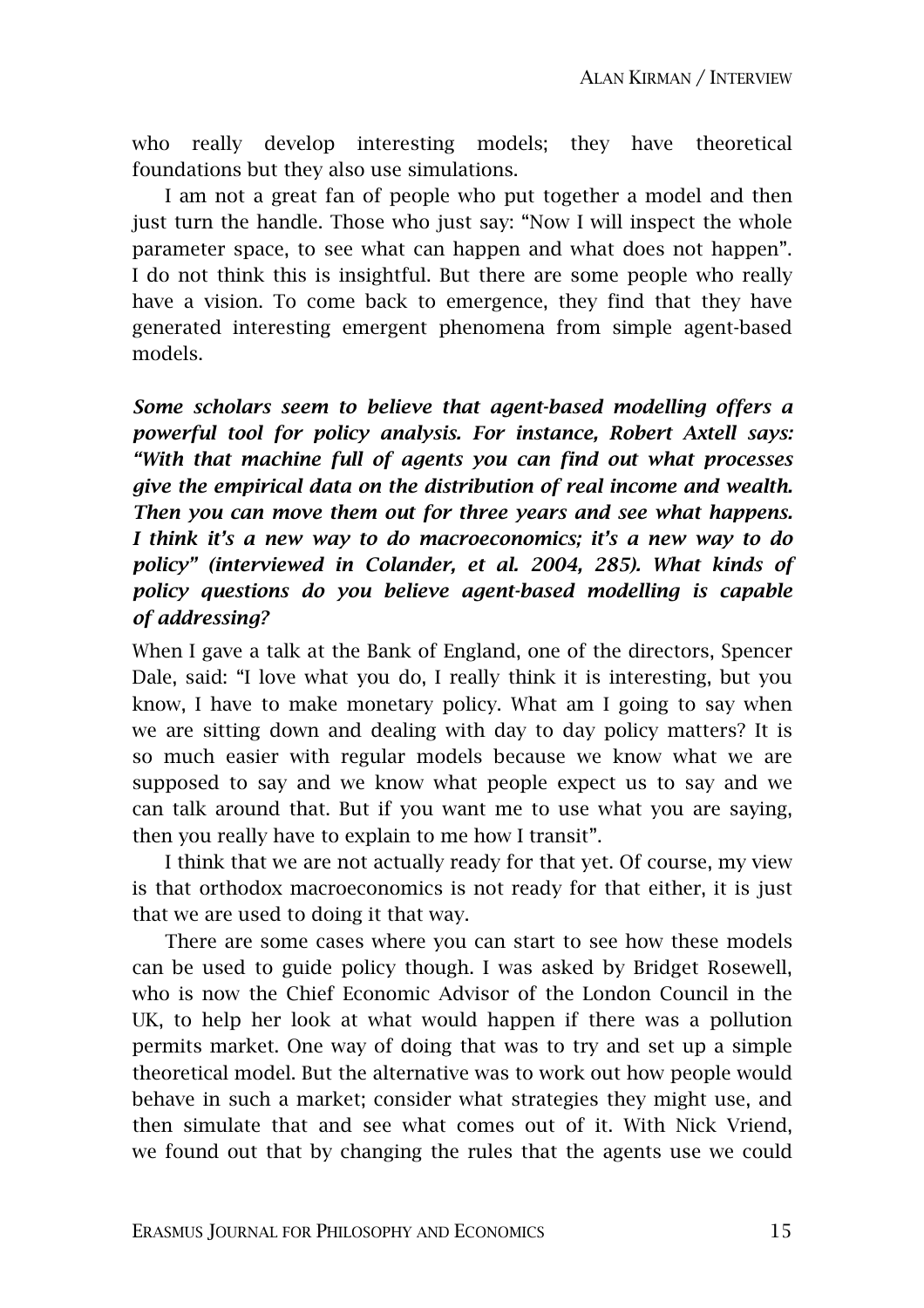who really develop interesting models; they have theoretical foundations but they also use simulations.

I am not a great fan of people who put together a model and then just turn the handle. Those who just say: "Now I will inspect the whole parameter space, to see what can happen and what does not happen". I do not think this is insightful. But there are some people who really have a vision. To come back to emergence, they find that they have generated interesting emergent phenomena from simple agent-based models.

***Some scholars seem to believe that agent-based modelling offers a powerful tool for policy analysis. For instance, Robert Axtell says: "With that machine full of agents you can find out what processes give the empirical data on the distribution of real income and wealth. Then you can move them out for three years and see what happens. I think it's a new way to do macroeconomics; it's a new way to do policy" (interviewed in Colander, et al. 2004, 285). What kinds of policy questions do you believe agent-based modelling is capable of addressing?***

When I gave a talk at the Bank of England, one of the directors, Spencer Dale, said: "I love what you do, I really think it is interesting, but you know, I have to make monetary policy. What am I going to say when we are sitting down and dealing with day to day policy matters? It is so much easier with regular models because we know what we are supposed to say and we know what people expect us to say and we can talk around that. But if you want me to use what you are saying, then you really have to explain to me how I transit".

I think that we are not actually ready for that yet. Of course, my view is that orthodox macroeconomics is not ready for that either, it is just that we are used to doing it that way.

There are some cases where you can start to see how these models can be used to guide policy though. I was asked by Bridget Rosewell, who is now the Chief Economic Advisor of the London Council in the UK, to help her look at what would happen if there was a pollution permits market. One way of doing that was to try and set up a simple theoretical model. But the alternative was to work out how people would behave in such a market; consider what strategies they might use, and then simulate that and see what comes out of it. With Nick Vriend, we found out that by changing the rules that the agents use we could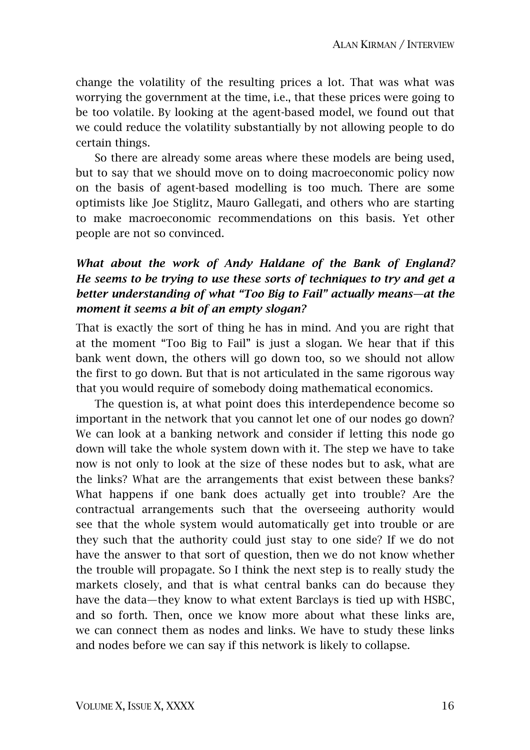change the volatility of the resulting prices a lot. That was what was worrying the government at the time, i.e., that these prices were going to be too volatile. By looking at the agent-based model, we found out that we could reduce the volatility substantially by not allowing people to do certain things.

So there are already some areas where these models are being used, but to say that we should move on to doing macroeconomic policy now on the basis of agent-based modelling is too much. There are some optimists like Joe Stiglitz, Mauro Gallegati, and others who are starting to make macroeconomic recommendations on this basis. Yet other people are not so convinced.

***What about the work of Andy Haldane of the Bank of England? He seems to be trying to use these sorts of techniques to try and get a better understanding of what "Too Big to Fail" actually means—at the moment it seems a bit of an empty slogan?***

That is exactly the sort of thing he has in mind. And you are right that at the moment "Too Big to Fail" is just a slogan. We hear that if this bank went down, the others will go down too, so we should not allow the first to go down. But that is not articulated in the same rigorous way that you would require of somebody doing mathematical economics.

The question is, at what point does this interdependence become so important in the network that you cannot let one of our nodes go down? We can look at a banking network and consider if letting this node go down will take the whole system down with it. The step we have to take now is not only to look at the size of these nodes but to ask, what are the links? What are the arrangements that exist between these banks? What happens if one bank does actually get into trouble? Are the contractual arrangements such that the overseeing authority would see that the whole system would automatically get into trouble or are they such that the authority could just stay to one side? If we do not have the answer to that sort of question, then we do not know whether the trouble will propagate. So I think the next step is to really study the markets closely, and that is what central banks can do because they have the data—they know to what extent Barclays is tied up with HSBC, and so forth. Then, once we know more about what these links are, we can connect them as nodes and links. We have to study these links and nodes before we can say if this network is likely to collapse.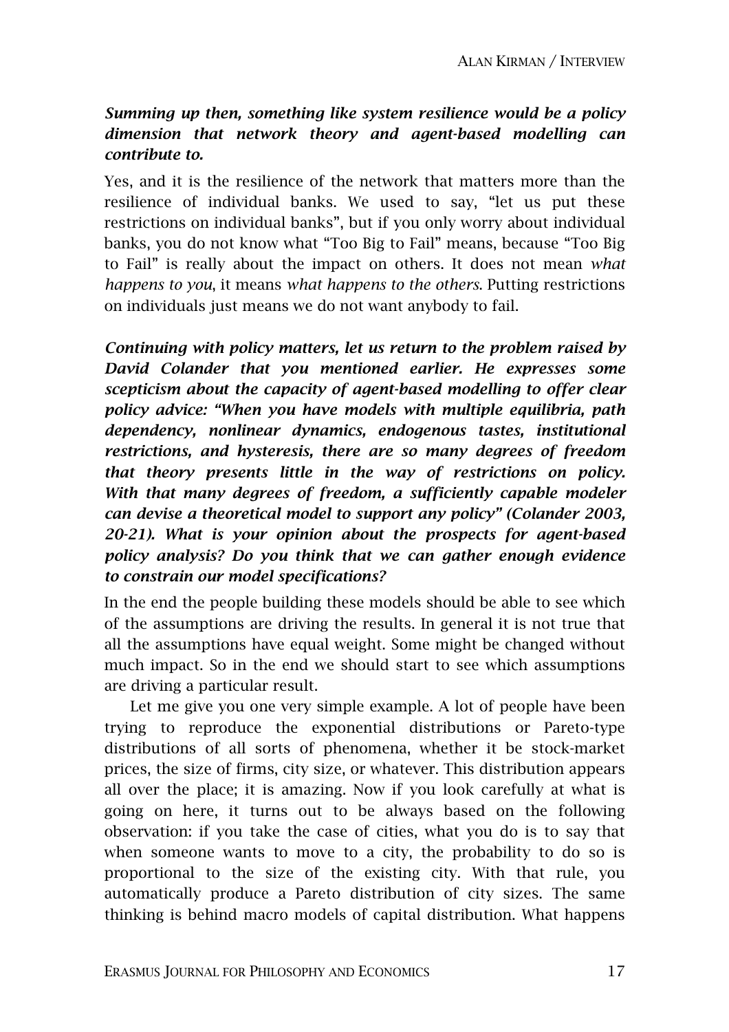***Summing up then, something like system resilience would be a policy dimension that network theory and agent-based modelling can contribute to.***

Yes, and it is the resilience of the network that matters more than the resilience of individual banks. We used to say, "let us put these restrictions on individual banks", but if you only worry about individual banks, you do not know what "Too Big to Fail" means, because "Too Big to Fail" is really about the impact on others. It does not mean *what happens to you*, it means *what happens to the others*. Putting restrictions on individuals just means we do not want anybody to fail.

***Continuing with policy matters, let us return to the problem raised by David Colander that you mentioned earlier. He expresses some scepticism about the capacity of agent-based modelling to offer clear policy advice: "When you have models with multiple equilibria, path dependency, nonlinear dynamics, endogenous tastes, institutional restrictions, and hysteresis, there are so many degrees of freedom that theory presents little in the way of restrictions on policy. With that many degrees of freedom, a sufficiently capable modeler can devise a theoretical model to support any policy" (Colander 2003, 20-21). What is your opinion about the prospects for agent-based policy analysis? Do you think that we can gather enough evidence to constrain our model specifications?***

In the end the people building these models should be able to see which of the assumptions are driving the results. In general it is not true that all the assumptions have equal weight. Some might be changed without much impact. So in the end we should start to see which assumptions are driving a particular result.

Let me give you one very simple example. A lot of people have been trying to reproduce the exponential distributions or Pareto-type distributions of all sorts of phenomena, whether it be stock-market prices, the size of firms, city size, or whatever. This distribution appears all over the place; it is amazing. Now if you look carefully at what is going on here, it turns out to be always based on the following observation: if you take the case of cities, what you do is to say that when someone wants to move to a city, the probability to do so is proportional to the size of the existing city. With that rule, you automatically produce a Pareto distribution of city sizes. The same thinking is behind macro models of capital distribution. What happens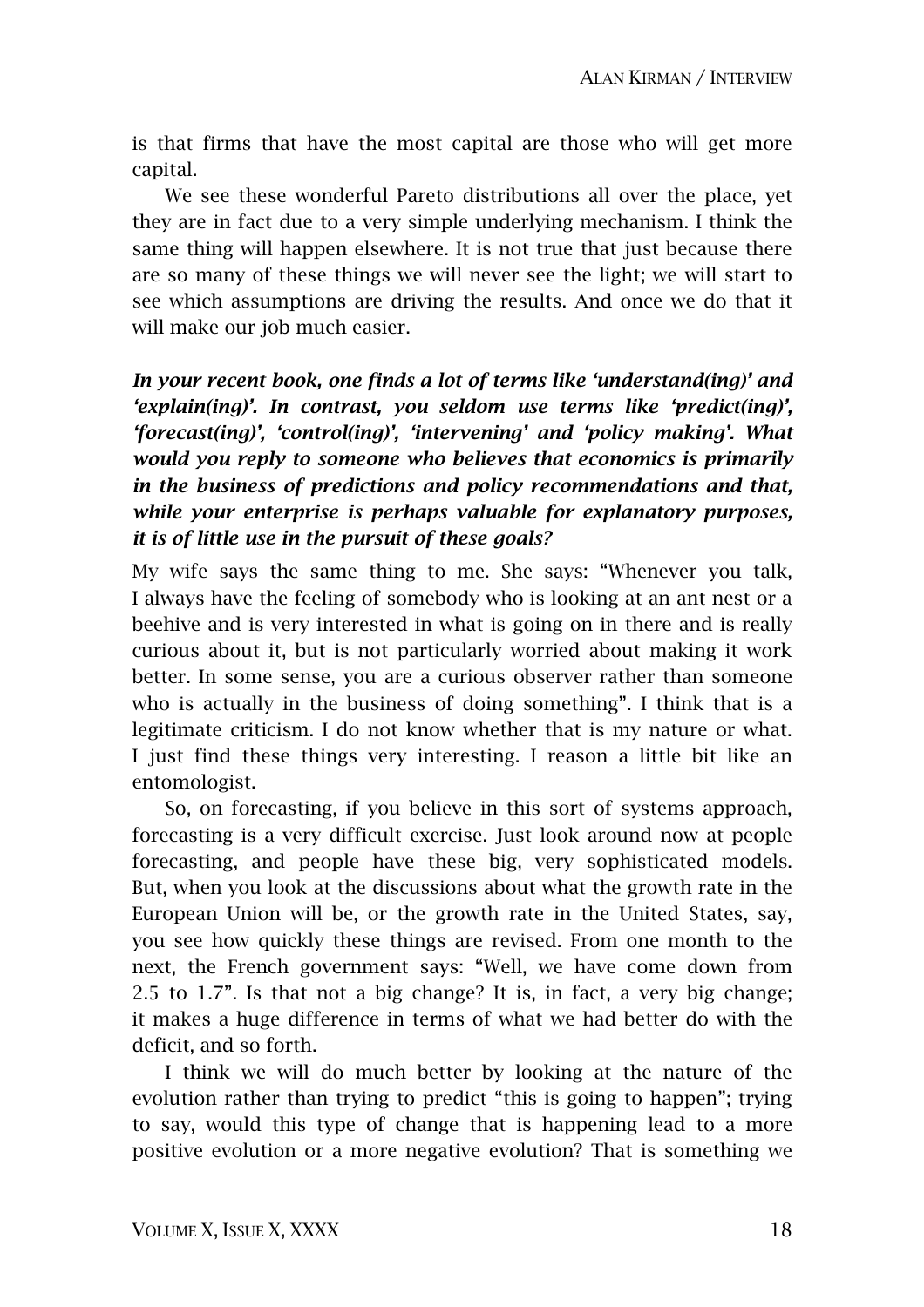is that firms that have the most capital are those who will get more capital.

We see these wonderful Pareto distributions all over the place, yet they are in fact due to a very simple underlying mechanism. I think the same thing will happen elsewhere. It is not true that just because there are so many of these things we will never see the light; we will start to see which assumptions are driving the results. And once we do that it will make our job much easier.

***In your recent book, one finds a lot of terms like 'understand(ing)' and 'explain(ing)'. In contrast, you seldom use terms like 'predict(ing)', 'forecast(ing)', 'control(ing)', 'intervening' and 'policy making'. What would you reply to someone who believes that economics is primarily in the business of predictions and policy recommendations and that, while your enterprise is perhaps valuable for explanatory purposes, it is of little use in the pursuit of these goals?***

My wife says the same thing to me. She says: "Whenever you talk, I always have the feeling of somebody who is looking at an ant nest or a beehive and is very interested in what is going on in there and is really curious about it, but is not particularly worried about making it work better. In some sense, you are a curious observer rather than someone who is actually in the business of doing something". I think that is a legitimate criticism. I do not know whether that is my nature or what. I just find these things very interesting. I reason a little bit like an entomologist.

So, on forecasting, if you believe in this sort of systems approach, forecasting is a very difficult exercise. Just look around now at people forecasting, and people have these big, very sophisticated models. But, when you look at the discussions about what the growth rate in the European Union will be, or the growth rate in the United States, say, you see how quickly these things are revised. From one month to the next, the French government says: "Well, we have come down from 2.5 to 1.7". Is that not a big change? It is, in fact, a very big change; it makes a huge difference in terms of what we had better do with the deficit, and so forth.

I think we will do much better by looking at the nature of the evolution rather than trying to predict "this is going to happen"; trying to say, would this type of change that is happening lead to a more positive evolution or a more negative evolution? That is something we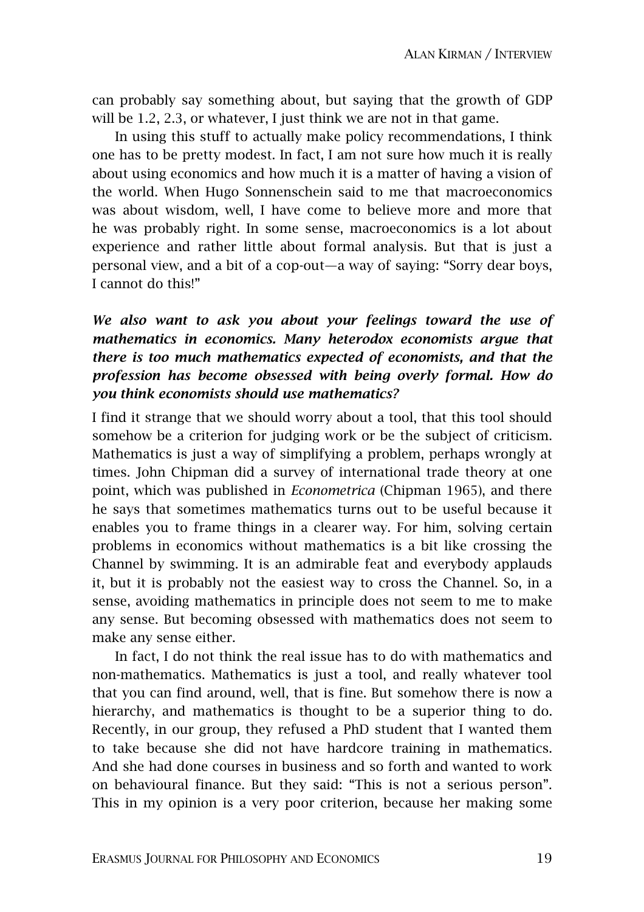can probably say something about, but saying that the growth of GDP will be 1.2, 2.3, or whatever, I just think we are not in that game.

In using this stuff to actually make policy recommendations, I think one has to be pretty modest. In fact, I am not sure how much it is really about using economics and how much it is a matter of having a vision of the world. When Hugo Sonnenschein said to me that macroeconomics was about wisdom, well, I have come to believe more and more that he was probably right. In some sense, macroeconomics is a lot about experience and rather little about formal analysis. But that is just a personal view, and a bit of a cop-out—a way of saying: "Sorry dear boys, I cannot do this!"

***We also want to ask you about your feelings toward the use of mathematics in economics. Many heterodox economists argue that there is too much mathematics expected of economists, and that the profession has become obsessed with being overly formal. How do you think economists should use mathematics?***

I find it strange that we should worry about a tool, that this tool should somehow be a criterion for judging work or be the subject of criticism. Mathematics is just a way of simplifying a problem, perhaps wrongly at times. John Chipman did a survey of international trade theory at one point, which was published in *Econometrica* (Chipman 1965), and there he says that sometimes mathematics turns out to be useful because it enables you to frame things in a clearer way. For him, solving certain problems in economics without mathematics is a bit like crossing the Channel by swimming. It is an admirable feat and everybody applauds it, but it is probably not the easiest way to cross the Channel. So, in a sense, avoiding mathematics in principle does not seem to me to make any sense. But becoming obsessed with mathematics does not seem to make any sense either.

In fact, I do not think the real issue has to do with mathematics and non-mathematics. Mathematics is just a tool, and really whatever tool that you can find around, well, that is fine. But somehow there is now a hierarchy, and mathematics is thought to be a superior thing to do. Recently, in our group, they refused a PhD student that I wanted them to take because she did not have hardcore training in mathematics. And she had done courses in business and so forth and wanted to work on behavioural finance. But they said: "This is not a serious person". This in my opinion is a very poor criterion, because her making some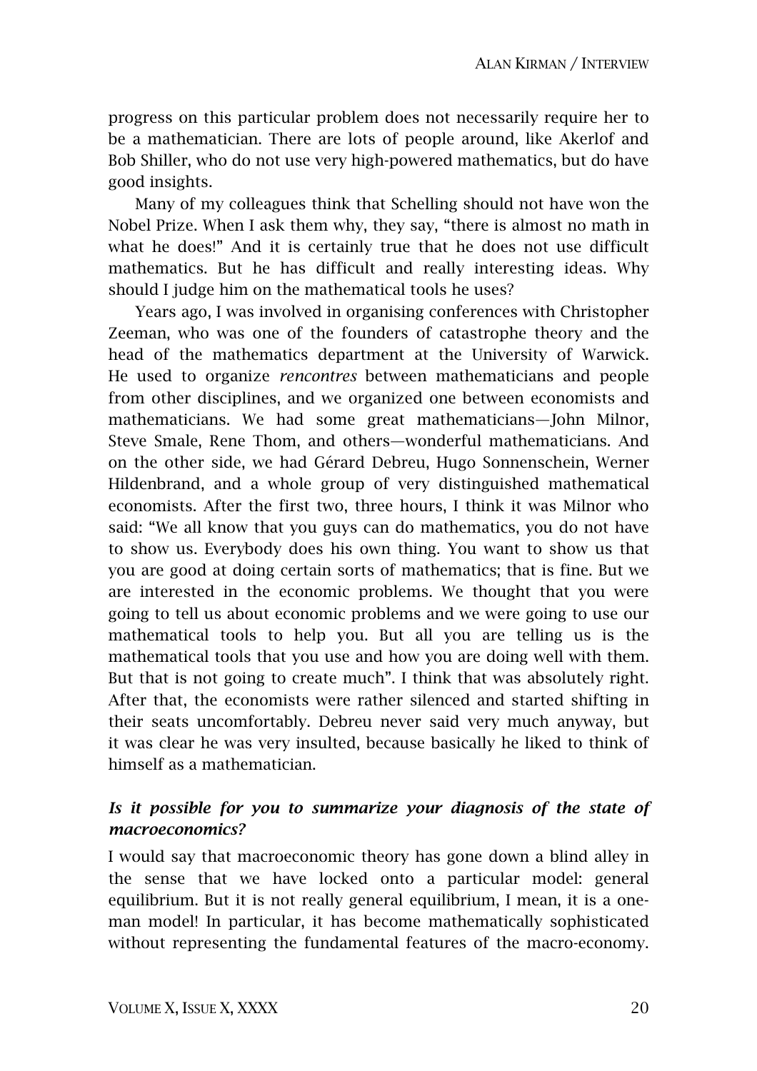progress on this particular problem does not necessarily require her to be a mathematician. There are lots of people around, like Akerlof and Bob Shiller, who do not use very high-powered mathematics, but do have good insights.

Many of my colleagues think that Schelling should not have won the Nobel Prize. When I ask them why, they say, "there is almost no math in what he does!" And it is certainly true that he does not use difficult mathematics. But he has difficult and really interesting ideas. Why should I judge him on the mathematical tools he uses?

Years ago, I was involved in organising conferences with Christopher Zeeman, who was one of the founders of catastrophe theory and the head of the mathematics department at the University of Warwick. He used to organize *rencontres* between mathematicians and people from other disciplines, and we organized one between economists and mathematicians. We had some great mathematicians—John Milnor, Steve Smale, Rene Thom, and others—wonderful mathematicians. And on the other side, we had Gérard Debreu, Hugo Sonnenschein, Werner Hildenbrand, and a whole group of very distinguished mathematical economists. After the first two, three hours, I think it was Milnor who said: "We all know that you guys can do mathematics, you do not have to show us. Everybody does his own thing. You want to show us that you are good at doing certain sorts of mathematics; that is fine. But we are interested in the economic problems. We thought that you were going to tell us about economic problems and we were going to use our mathematical tools to help you. But all you are telling us is the mathematical tools that you use and how you are doing well with them. But that is not going to create much". I think that was absolutely right. After that, the economists were rather silenced and started shifting in their seats uncomfortably. Debreu never said very much anyway, but it was clear he was very insulted, because basically he liked to think of himself as a mathematician.

***Is it possible for you to summarize your diagnosis of the state of macroeconomics?***

I would say that macroeconomic theory has gone down a blind alley in the sense that we have locked onto a particular model: general equilibrium. But it is not really general equilibrium, I mean, it is a one-man model! In particular, it has become mathematically sophisticated without representing the fundamental features of the macro-economy.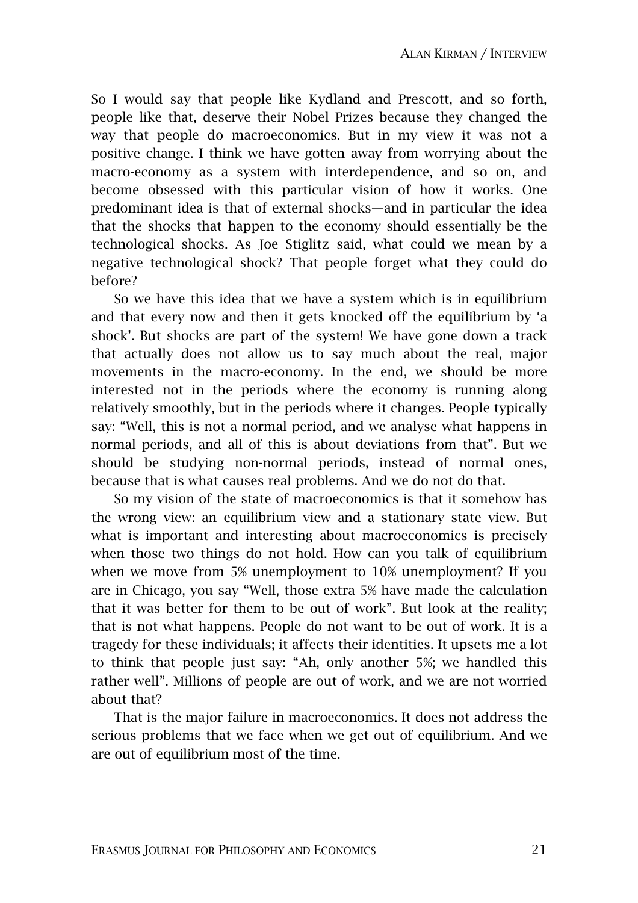So I would say that people like Kydland and Prescott, and so forth, people like that, deserve their Nobel Prizes because they changed the way that people do macroeconomics. But in my view it was not a positive change. I think we have gotten away from worrying about the macro-economy as a system with interdependence, and so on, and become obsessed with this particular vision of how it works. One predominant idea is that of external shocks—and in particular the idea that the shocks that happen to the economy should essentially be the technological shocks. As Joe Stiglitz said, what could we mean by a negative technological shock? That people forget what they could do before?

So we have this idea that we have a system which is in equilibrium and that every now and then it gets knocked off the equilibrium by 'a shock'. But shocks are part of the system! We have gone down a track that actually does not allow us to say much about the real, major movements in the macro-economy. In the end, we should be more interested not in the periods where the economy is running along relatively smoothly, but in the periods where it changes. People typically say: "Well, this is not a normal period, and we analyse what happens in normal periods, and all of this is about deviations from that". But we should be studying non-normal periods, instead of normal ones, because that is what causes real problems. And we do not do that.

So my vision of the state of macroeconomics is that it somehow has the wrong view: an equilibrium view and a stationary state view. But what is important and interesting about macroeconomics is precisely when those two things do not hold. How can you talk of equilibrium when we move from 5% unemployment to 10% unemployment? If you are in Chicago, you say "Well, those extra 5% have made the calculation that it was better for them to be out of work". But look at the reality; that is not what happens. People do not want to be out of work. It is a tragedy for these individuals; it affects their identities. It upsets me a lot to think that people just say: "Ah, only another 5%; we handled this rather well". Millions of people are out of work, and we are not worried about that?

That is the major failure in macroeconomics. It does not address the serious problems that we face when we get out of equilibrium. And we are out of equilibrium most of the time.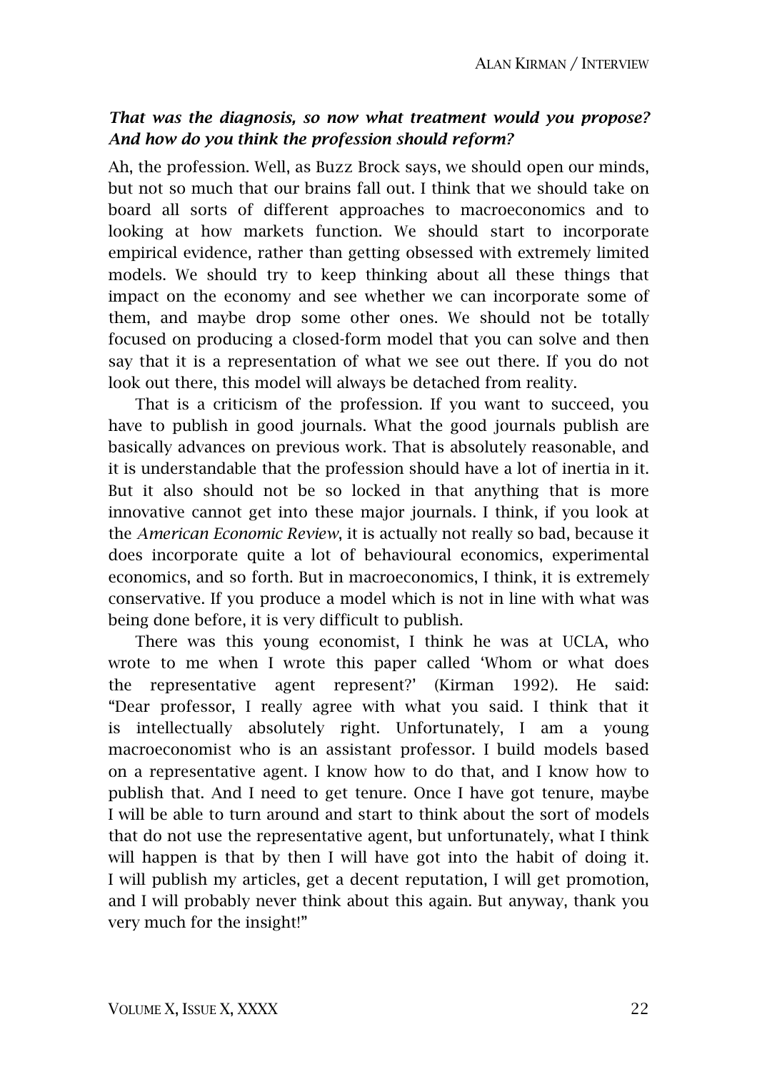***That was the diagnosis, so now what treatment would you propose? And how do you think the profession should reform?***

Ah, the profession. Well, as Buzz Brock says, we should open our minds, but not so much that our brains fall out. I think that we should take on board all sorts of different approaches to macroeconomics and to looking at how markets function. We should start to incorporate empirical evidence, rather than getting obsessed with extremely limited models. We should try to keep thinking about all these things that impact on the economy and see whether we can incorporate some of them, and maybe drop some other ones. We should not be totally focused on producing a closed-form model that you can solve and then say that it is a representation of what we see out there. If you do not look out there, this model will always be detached from reality.

That is a criticism of the profession. If you want to succeed, you have to publish in good journals. What the good journals publish are basically advances on previous work. That is absolutely reasonable, and it is understandable that the profession should have a lot of inertia in it. But it also should not be so locked in that anything that is more innovative cannot get into these major journals. I think, if you look at the *American Economic Review*, it is actually not really so bad, because it does incorporate quite a lot of behavioural economics, experimental economics, and so forth. But in macroeconomics, I think, it is extremely conservative. If you produce a model which is not in line with what was being done before, it is very difficult to publish.

There was this young economist, I think he was at UCLA, who wrote to me when I wrote this paper called 'Whom or what does the representative agent represent?' (Kirman 1992). He said: "Dear professor, I really agree with what you said. I think that it is intellectually absolutely right. Unfortunately, I am a young macroeconomist who is an assistant professor. I build models based on a representative agent. I know how to do that, and I know how to publish that. And I need to get tenure. Once I have got tenure, maybe I will be able to turn around and start to think about the sort of models that do not use the representative agent, but unfortunately, what I think will happen is that by then I will have got into the habit of doing it. I will publish my articles, get a decent reputation, I will get promotion, and I will probably never think about this again. But anyway, thank you very much for the insight!"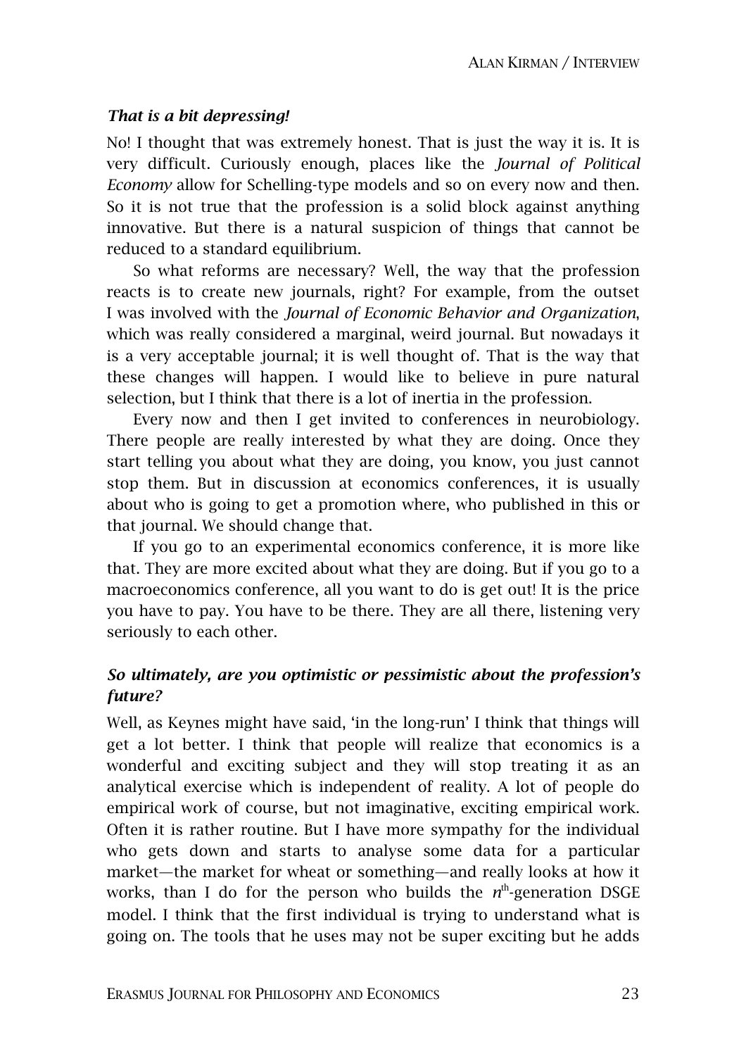***That is a bit depressing!***

No! I thought that was extremely honest. That is just the way it is. It is very difficult. Curiously enough, places like the *Journal of Political Economy* allow for Schelling-type models and so on every now and then. So it is not true that the profession is a solid block against anything innovative. But there is a natural suspicion of things that cannot be reduced to a standard equilibrium.

So what reforms are necessary? Well, the way that the profession reacts is to create new journals, right? For example, from the outset I was involved with the *Journal of Economic Behavior and Organization*, which was really considered a marginal, weird journal. But nowadays it is a very acceptable journal; it is well thought of. That is the way that these changes will happen. I would like to believe in pure natural selection, but I think that there is a lot of inertia in the profession.

Every now and then I get invited to conferences in neurobiology. There people are really interested by what they are doing. Once they start telling you about what they are doing, you know, you just cannot stop them. But in discussion at economics conferences, it is usually about who is going to get a promotion where, who published in this or that journal. We should change that.

If you go to an experimental economics conference, it is more like that. They are more excited about what they are doing. But if you go to a macroeconomics conference, all you want to do is get out! It is the price you have to pay. You have to be there. They are all there, listening very seriously to each other.

***So ultimately, are you optimistic or pessimistic about the profession's future?***

Well, as Keynes might have said, 'in the long-run' I think that things will get a lot better. I think that people will realize that economics is a wonderful and exciting subject and they will stop treating it as an analytical exercise which is independent of reality. A lot of people do empirical work of course, but not imaginative, exciting empirical work. Often it is rather routine. But I have more sympathy for the individual who gets down and starts to analyse some data for a particular market—the market for wheat or something—and really looks at how it works, than I do for the person who builds the $n^{\text{th}}$-generation DSGE model. I think that the first individual is trying to understand what is going on. The tools that he uses may not be super exciting but he adds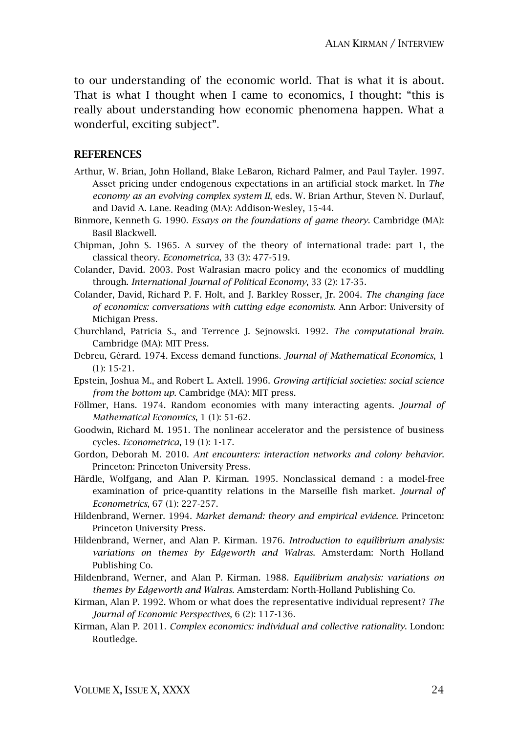to our understanding of the economic world. That is what it is about. That is what I thought when I came to economics, I thought: "this is really about understanding how economic phenomena happen. What a wonderful, exciting subject".

## REFERENCES

Arthur, W. Brian, John Holland, Blake LeBaron, Richard Palmer, and Paul Tayler. 1997. Asset pricing under endogenous expectations in an artificial stock market. In *The economy as an evolving complex system II*, eds. W. Brian Arthur, Steven N. Durlauf, and David A. Lane. Reading (MA): Addison-Wesley, 15-44.

Binmore, Kenneth G. 1990. *Essays on the foundations of game theory*. Cambridge (MA): Basil Blackwell.

Chipman, John S. 1965. A survey of the theory of international trade: part 1, the classical theory. *Econometrica*, 33 (3): 477-519.

Colander, David. 2003. Post Walrasian macro policy and the economics of muddling through. *International Journal of Political Economy*, 33 (2): 17-35.

Colander, David, Richard P. F. Holt, and J. Barkley Rosser, Jr. 2004. *The changing face of economics: conversations with cutting edge economists*. Ann Arbor: University of Michigan Press.

Churchland, Patricia S., and Terrence J. Sejnowski. 1992. *The computational brain*. Cambridge (MA): MIT Press.

Debreu, Gérard. 1974. Excess demand functions. *Journal of Mathematical Economics*, 1 (1): 15-21.

Epstein, Joshua M., and Robert L. Axtell. 1996. *Growing artificial societies: social science from the bottom up*. Cambridge (MA): MIT press.

Föllmer, Hans. 1974. Random economies with many interacting agents. *Journal of Mathematical Economics*, 1 (1): 51-62.

Goodwin, Richard M. 1951. The nonlinear accelerator and the persistence of business cycles. *Econometrica*, 19 (1): 1-17.

Gordon, Deborah M. 2010. *Ant encounters: interaction networks and colony behavior*. Princeton: Princeton University Press.

Härdle, Wolfgang, and Alan P. Kirman. 1995. Nonclassical demand : a model-free examination of price-quantity relations in the Marseille fish market. *Journal of Econometrics*, 67 (1): 227-257.

Hildenbrand, Werner. 1994. *Market demand: theory and empirical evidence*. Princeton: Princeton University Press.

Hildenbrand, Werner, and Alan P. Kirman. 1976. *Introduction to equilibrium analysis: variations on themes by Edgeworth and Walras*. Amsterdam: North Holland Publishing Co.

Hildenbrand, Werner, and Alan P. Kirman. 1988. *Equilibrium analysis: variations on themes by Edgeworth and Walras*. Amsterdam: North-Holland Publishing Co.

Kirman, Alan P. 1992. Whom or what does the representative individual represent? *The Journal of Economic Perspectives*, 6 (2): 117-136.

Kirman, Alan P. 2011. *Complex economics: individual and collective rationality*. London: Routledge.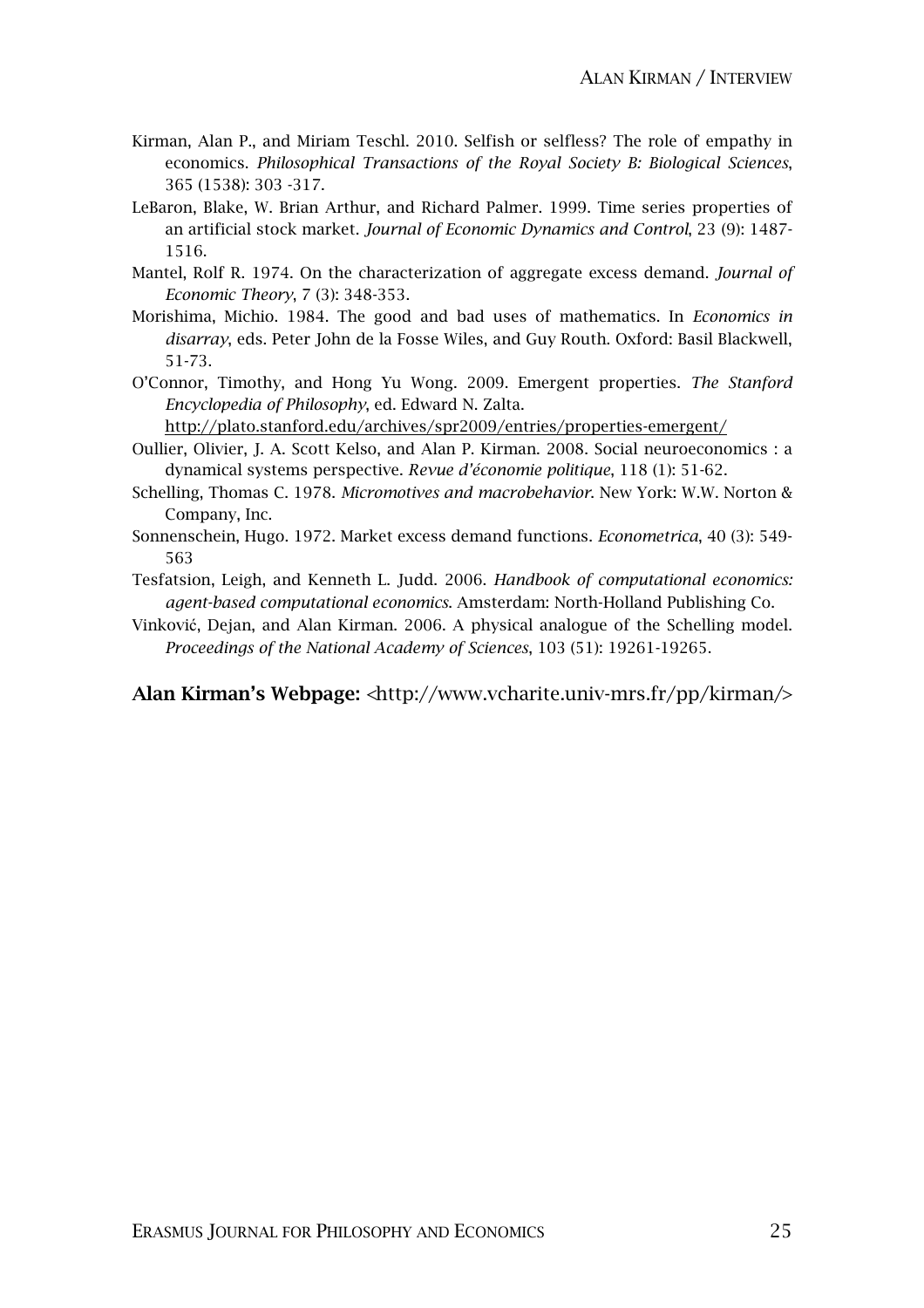Kirman, Alan P., and Miriam Teschl. 2010. Selfish or selfless? The role of empathy in economics. *Philosophical Transactions of the Royal Society B: Biological Sciences*, 365 (1538): 303 -317.

LeBaron, Blake, W. Brian Arthur, and Richard Palmer. 1999. Time series properties of an artificial stock market. *Journal of Economic Dynamics and Control*, 23 (9): 1487-1516.

Mantel, Rolf R. 1974. On the characterization of aggregate excess demand. *Journal of Economic Theory*, 7 (3): 348-353.

Morishima, Michio. 1984. The good and bad uses of mathematics. In *Economics in disarray*, eds. Peter John de la Fosse Wiles, and Guy Routh. Oxford: Basil Blackwell, 51-73.

O'Connor, Timothy, and Hong Yu Wong. 2009. Emergent properties. *The Stanford Encyclopedia of Philosophy*, ed. Edward N. Zalta. http://plato.stanford.edu/archives/spr2009/entries/properties-emergent/

Oullier, Olivier, J. A. Scott Kelso, and Alan P. Kirman. 2008. Social neuroeconomics : a dynamical systems perspective. *Revue d'économie politique*, 118 (1): 51-62.

Schelling, Thomas C. 1978. *Micromotives and macrobehavior*. New York: W.W. Norton & Company, Inc.

Sonnenschein, Hugo. 1972. Market excess demand functions. *Econometrica*, 40 (3): 549-563

Tesfatsion, Leigh, and Kenneth L. Judd. 2006. *Handbook of computational economics: agent-based computational economics*. Amsterdam: North-Holland Publishing Co.

Vinković, Dejan, and Alan Kirman. 2006. A physical analogue of the Schelling model. *Proceedings of the National Academy of Sciences*, 103 (51): 19261-19265.

**Alan Kirman's Webpage:** <http://www.vcharite.univ-mrs.fr/pp/kirman/>